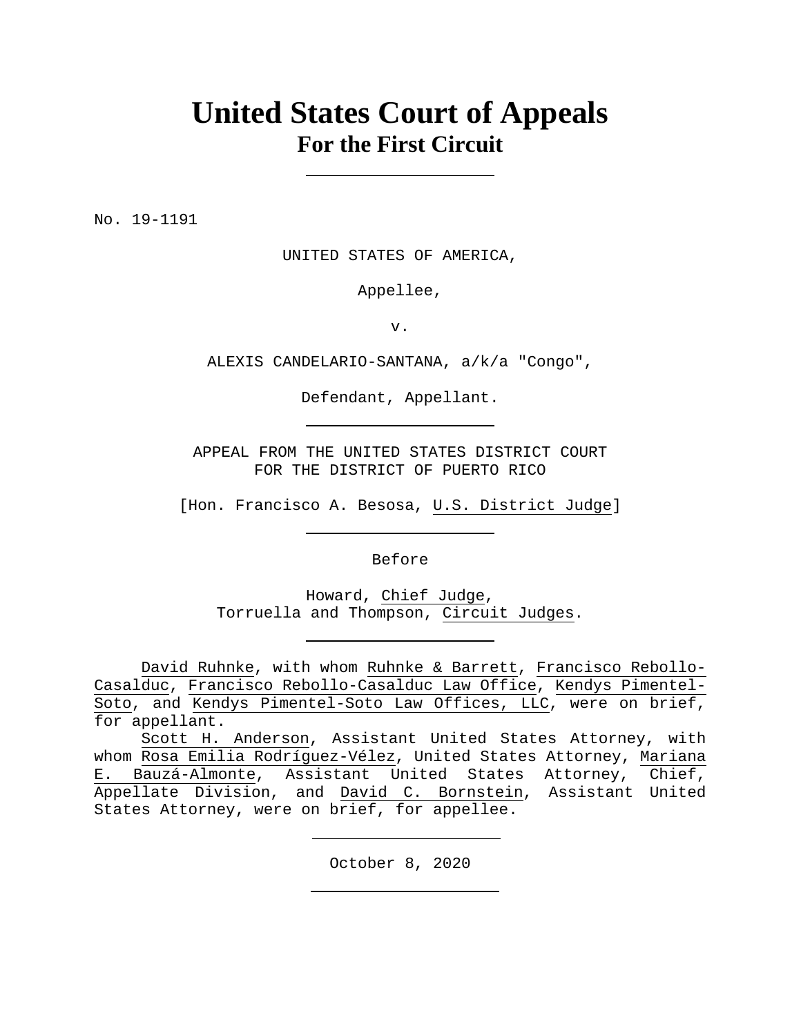# United States Court of Appeals
## For the First Circuit

---

No. 19-1191

UNITED STATES OF AMERICA,

Appellee,

v.

ALEXIS CANDELARIO-SANTANA, a/k/a "Congo",

Defendant, Appellant.

---

APPEAL FROM THE UNITED STATES DISTRICT COURT
FOR THE DISTRICT OF PUERTO RICO

[Hon. Francisco A. Besosa, U.S. District Judge]

---

Before

Howard, Chief Judge,
Torruella and Thompson, Circuit Judges.

---

David Ruhnke, with whom Ruhnke & Barrett, Francisco Rebollo-Casalduc, Francisco Rebollo-Casalduc Law Office, Kendys Pimentel-Soto, and Kendys Pimentel-Soto Law Offices, LLC, were on brief, for appellant.

Scott H. Anderson, Assistant United States Attorney, with whom Rosa Emilia Rodríguez-Vélez, United States Attorney, Mariana E. Bauzá-Almonte, Assistant United States Attorney, Chief, Appellate Division, and David C. Bornstein, Assistant United States Attorney, were on brief, for appellee.

---

October 8, 2020

---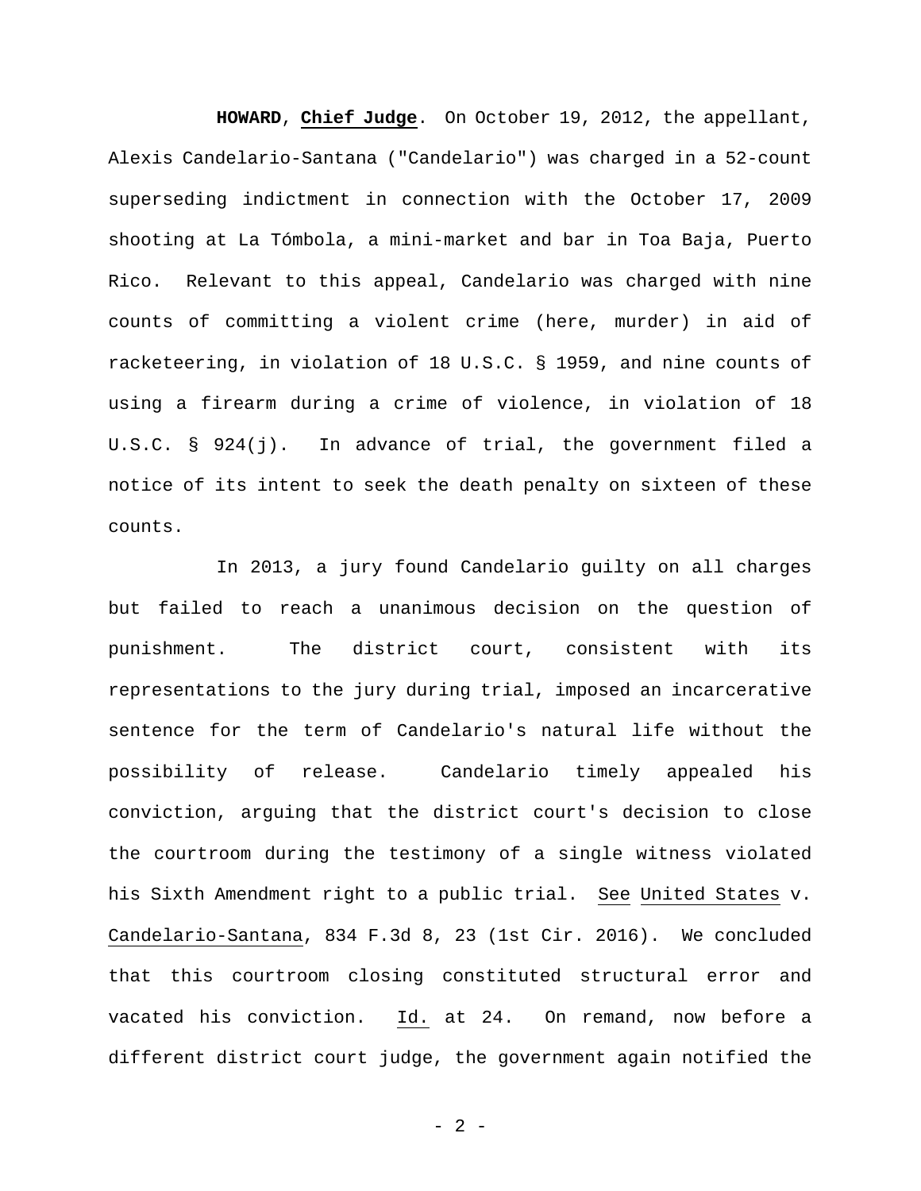**HOWARD**, **Chief Judge**. On October 19, 2012, the appellant, Alexis Candelario-Santana ("Candelario") was charged in a 52-count superseding indictment in connection with the October 17, 2009 shooting at La Tómbola, a mini-market and bar in Toa Baja, Puerto Rico. Relevant to this appeal, Candelario was charged with nine counts of committing a violent crime (here, murder) in aid of racketeering, in violation of 18 U.S.C. § 1959, and nine counts of using a firearm during a crime of violence, in violation of 18 U.S.C. § 924(j). In advance of trial, the government filed a notice of its intent to seek the death penalty on sixteen of these counts.

In 2013, a jury found Candelario guilty on all charges but failed to reach a unanimous decision on the question of punishment. The district court, consistent with its representations to the jury during trial, imposed an incarcerative sentence for the term of Candelario's natural life without the possibility of release. Candelario timely appealed his conviction, arguing that the district court's decision to close the courtroom during the testimony of a single witness violated his Sixth Amendment right to a public trial. See United States v. Candelario-Santana, 834 F.3d 8, 23 (1st Cir. 2016). We concluded that this courtroom closing constituted structural error and vacated his conviction. Id. at 24. On remand, now before a different district court judge, the government again notified the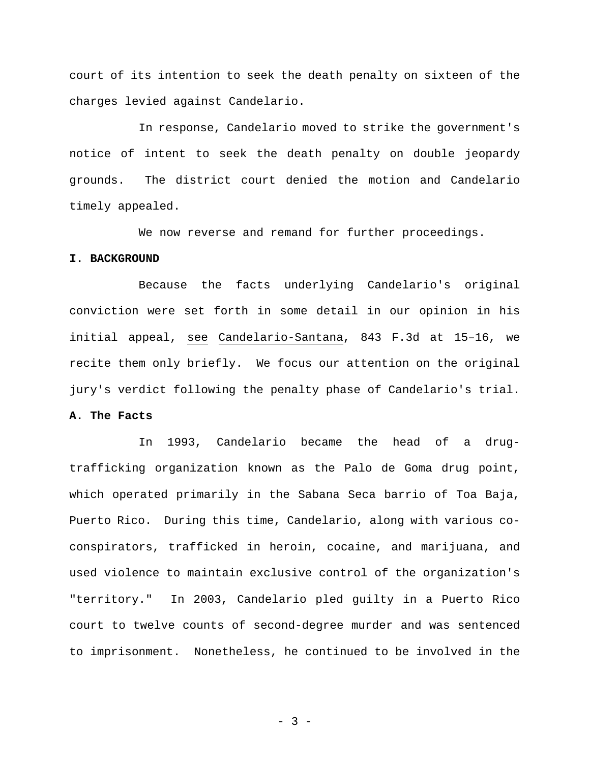court of its intention to seek the death penalty on sixteen of the charges levied against Candelario.

In response, Candelario moved to strike the government's notice of intent to seek the death penalty on double jeopardy grounds. The district court denied the motion and Candelario timely appealed.

We now reverse and remand for further proceedings.

**I. BACKGROUND**

Because the facts underlying Candelario's original conviction were set forth in some detail in our opinion in his initial appeal, see Candelario-Santana, 843 F.3d at 15–16, we recite them only briefly. We focus our attention on the original jury's verdict following the penalty phase of Candelario's trial.

**A. The Facts**

In 1993, Candelario became the head of a drug-trafficking organization known as the Palo de Goma drug point, which operated primarily in the Sabana Seca barrio of Toa Baja, Puerto Rico. During this time, Candelario, along with various co-conspirators, trafficked in heroin, cocaine, and marijuana, and used violence to maintain exclusive control of the organization's "territory." In 2003, Candelario pled guilty in a Puerto Rico court to twelve counts of second-degree murder and was sentenced to imprisonment. Nonetheless, he continued to be involved in the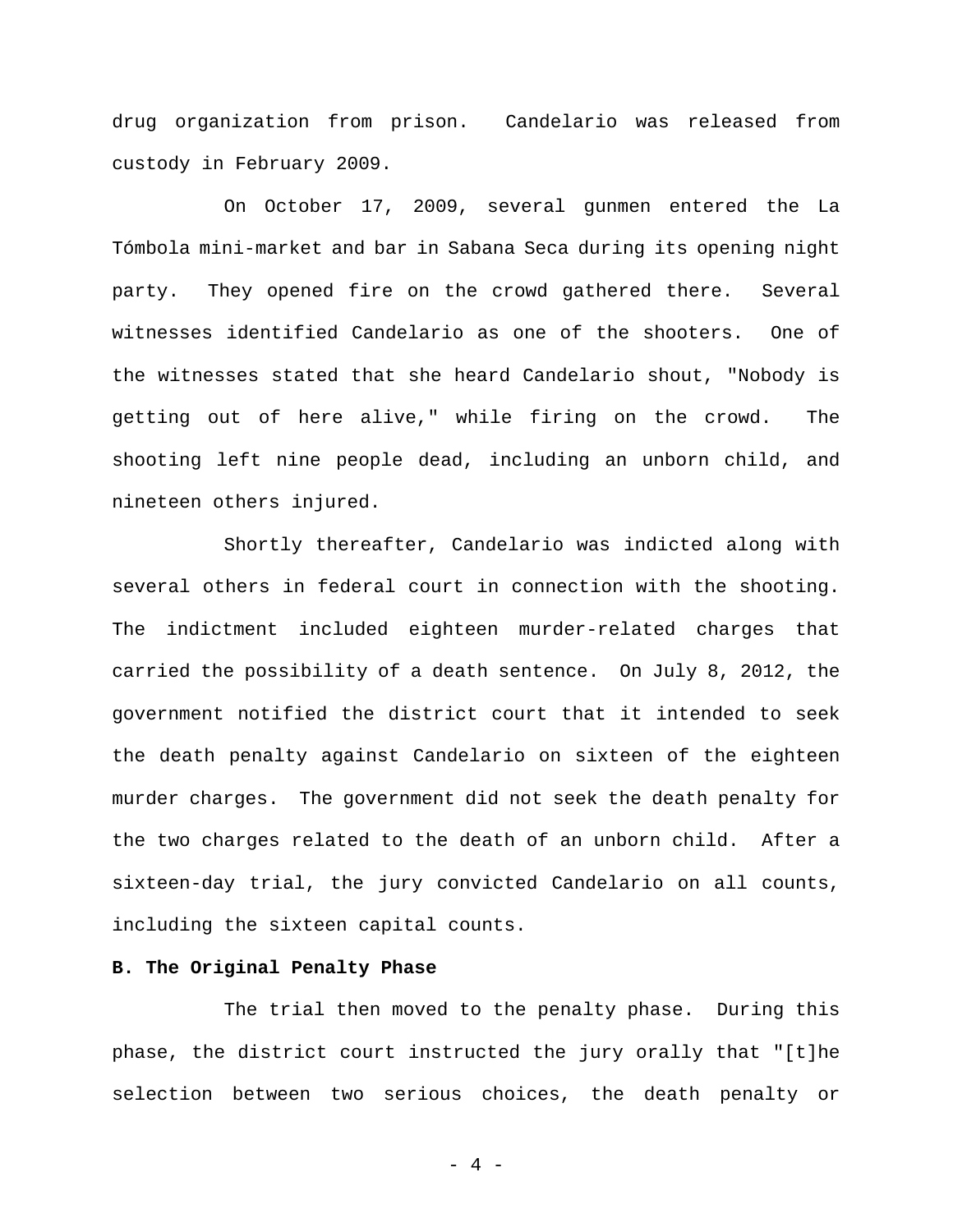drug organization from prison. Candelario was released from custody in February 2009.

On October 17, 2009, several gunmen entered the La Tómbola mini-market and bar in Sabana Seca during its opening night party. They opened fire on the crowd gathered there. Several witnesses identified Candelario as one of the shooters. One of the witnesses stated that she heard Candelario shout, "Nobody is getting out of here alive," while firing on the crowd. The shooting left nine people dead, including an unborn child, and nineteen others injured.

Shortly thereafter, Candelario was indicted along with several others in federal court in connection with the shooting. The indictment included eighteen murder-related charges that carried the possibility of a death sentence. On July 8, 2012, the government notified the district court that it intended to seek the death penalty against Candelario on sixteen of the eighteen murder charges. The government did not seek the death penalty for the two charges related to the death of an unborn child. After a sixteen-day trial, the jury convicted Candelario on all counts, including the sixteen capital counts.

**B. The Original Penalty Phase**

The trial then moved to the penalty phase. During this phase, the district court instructed the jury orally that "[t]he selection between two serious choices, the death penalty or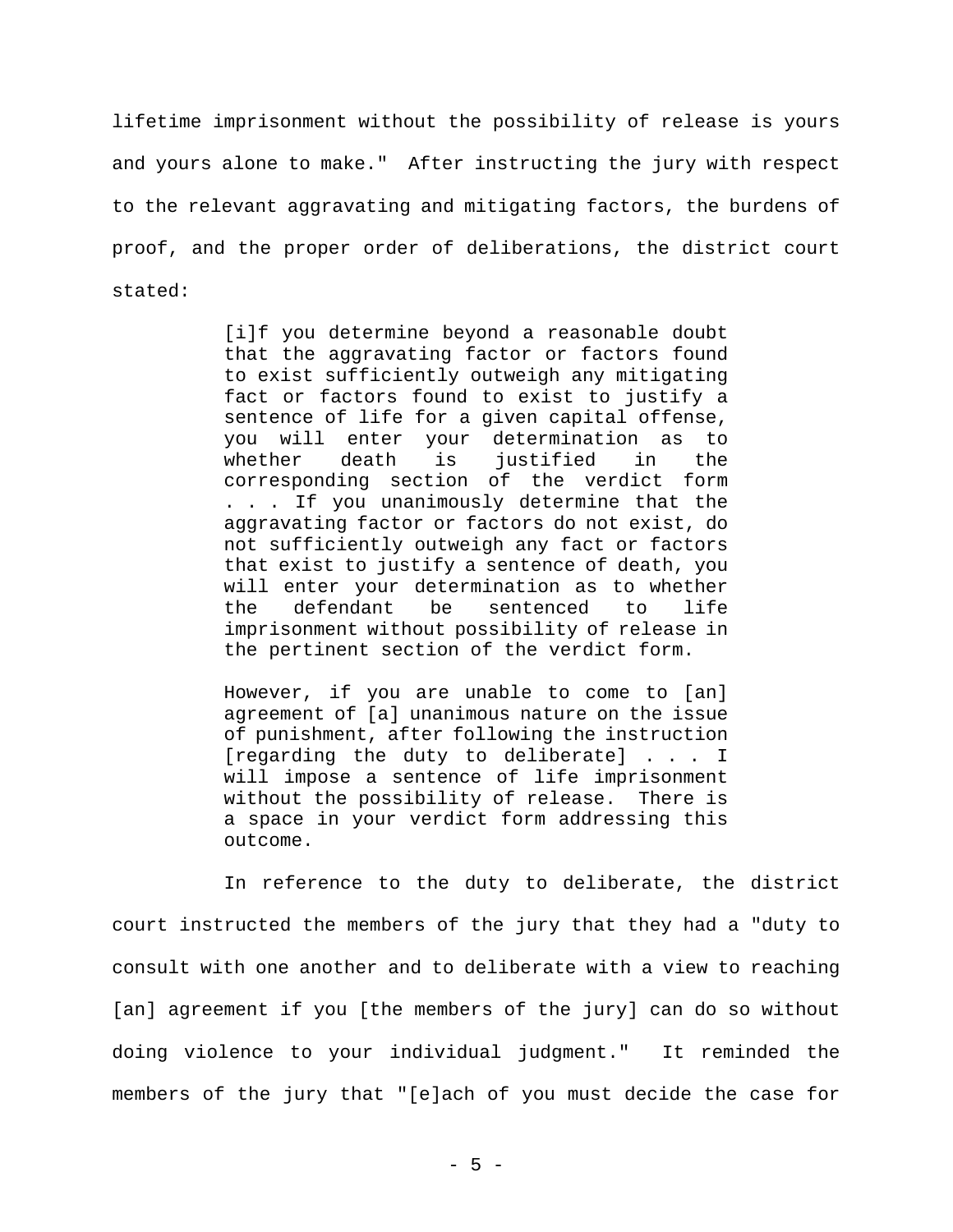lifetime imprisonment without the possibility of release is yours and yours alone to make." After instructing the jury with respect to the relevant aggravating and mitigating factors, the burdens of proof, and the proper order of deliberations, the district court stated:

> [i]f you determine beyond a reasonable doubt that the aggravating factor or factors found to exist sufficiently outweigh any mitigating fact or factors found to exist to justify a sentence of life for a given capital offense, you will enter your determination as to whether death is justified in the corresponding section of the verdict form . . . If you unanimously determine that the aggravating factor or factors do not exist, do not sufficiently outweigh any fact or factors that exist to justify a sentence of death, you will enter your determination as to whether the defendant be sentenced to life imprisonment without possibility of release in the pertinent section of the verdict form.
>
> However, if you are unable to come to [an] agreement of [a] unanimous nature on the issue of punishment, after following the instruction [regarding the duty to deliberate] . . . I will impose a sentence of life imprisonment without the possibility of release. There is a space in your verdict form addressing this outcome.

In reference to the duty to deliberate, the district court instructed the members of the jury that they had a "duty to consult with one another and to deliberate with a view to reaching [an] agreement if you [the members of the jury] can do so without doing violence to your individual judgment." It reminded the members of the jury that "[e]ach of you must decide the case for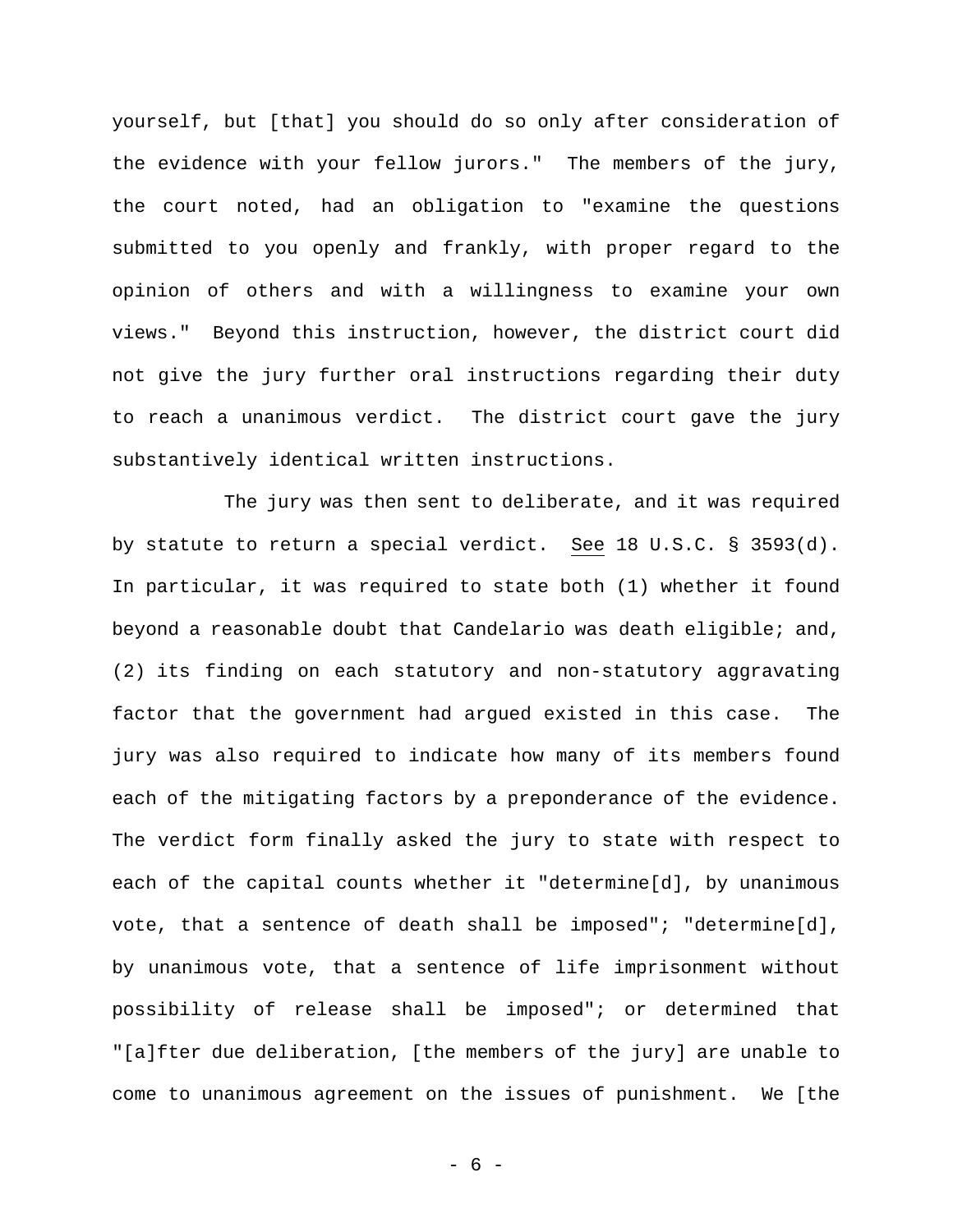yourself, but [that] you should do so only after consideration of the evidence with your fellow jurors." The members of the jury, the court noted, had an obligation to "examine the questions submitted to you openly and frankly, with proper regard to the opinion of others and with a willingness to examine your own views." Beyond this instruction, however, the district court did not give the jury further oral instructions regarding their duty to reach a unanimous verdict. The district court gave the jury substantively identical written instructions.

The jury was then sent to deliberate, and it was required by statute to return a special verdict. See 18 U.S.C. § 3593(d). In particular, it was required to state both (1) whether it found beyond a reasonable doubt that Candelario was death eligible; and, (2) its finding on each statutory and non-statutory aggravating factor that the government had argued existed in this case. The jury was also required to indicate how many of its members found each of the mitigating factors by a preponderance of the evidence. The verdict form finally asked the jury to state with respect to each of the capital counts whether it "determine[d], by unanimous vote, that a sentence of death shall be imposed"; "determine[d], by unanimous vote, that a sentence of life imprisonment without possibility of release shall be imposed"; or determined that "[a]fter due deliberation, [the members of the jury] are unable to come to unanimous agreement on the issues of punishment. We [the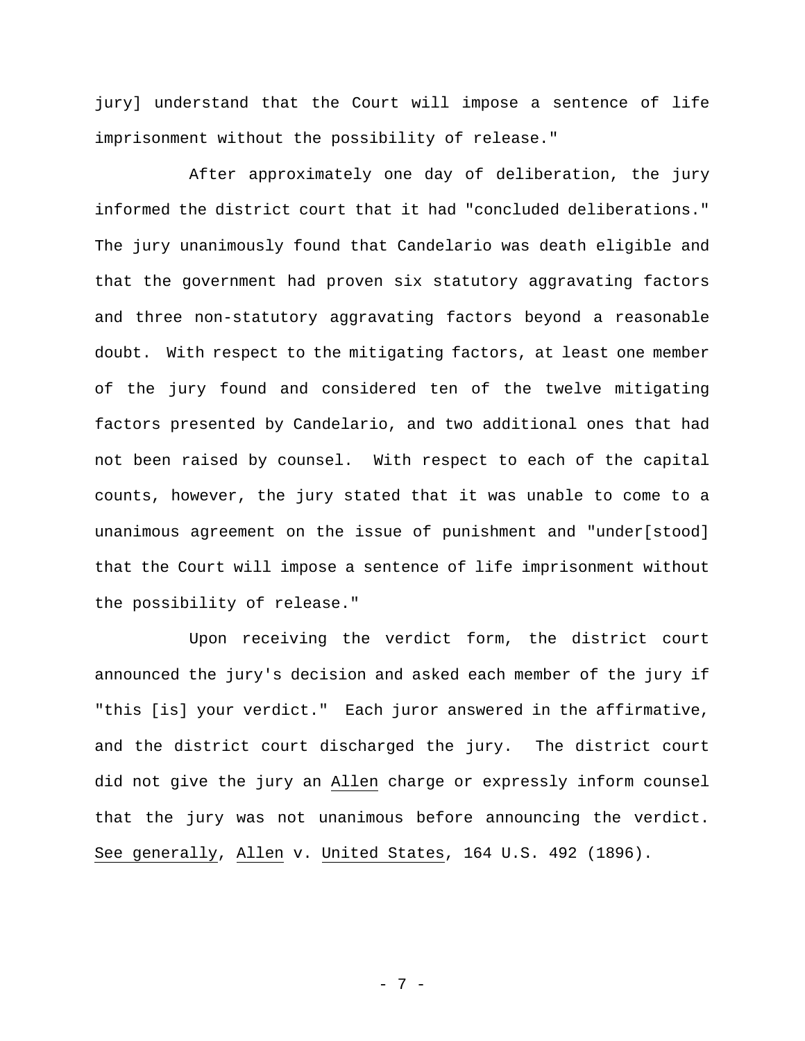jury] understand that the Court will impose a sentence of life imprisonment without the possibility of release."

After approximately one day of deliberation, the jury informed the district court that it had "concluded deliberations." The jury unanimously found that Candelario was death eligible and that the government had proven six statutory aggravating factors and three non-statutory aggravating factors beyond a reasonable doubt. With respect to the mitigating factors, at least one member of the jury found and considered ten of the twelve mitigating factors presented by Candelario, and two additional ones that had not been raised by counsel. With respect to each of the capital counts, however, the jury stated that it was unable to come to a unanimous agreement on the issue of punishment and "under[stood] that the Court will impose a sentence of life imprisonment without the possibility of release."

Upon receiving the verdict form, the district court announced the jury's decision and asked each member of the jury if "this [is] your verdict." Each juror answered in the affirmative, and the district court discharged the jury. The district court did not give the jury an Allen charge or expressly inform counsel that the jury was not unanimous before announcing the verdict. See generally, Allen v. United States, 164 U.S. 492 (1896).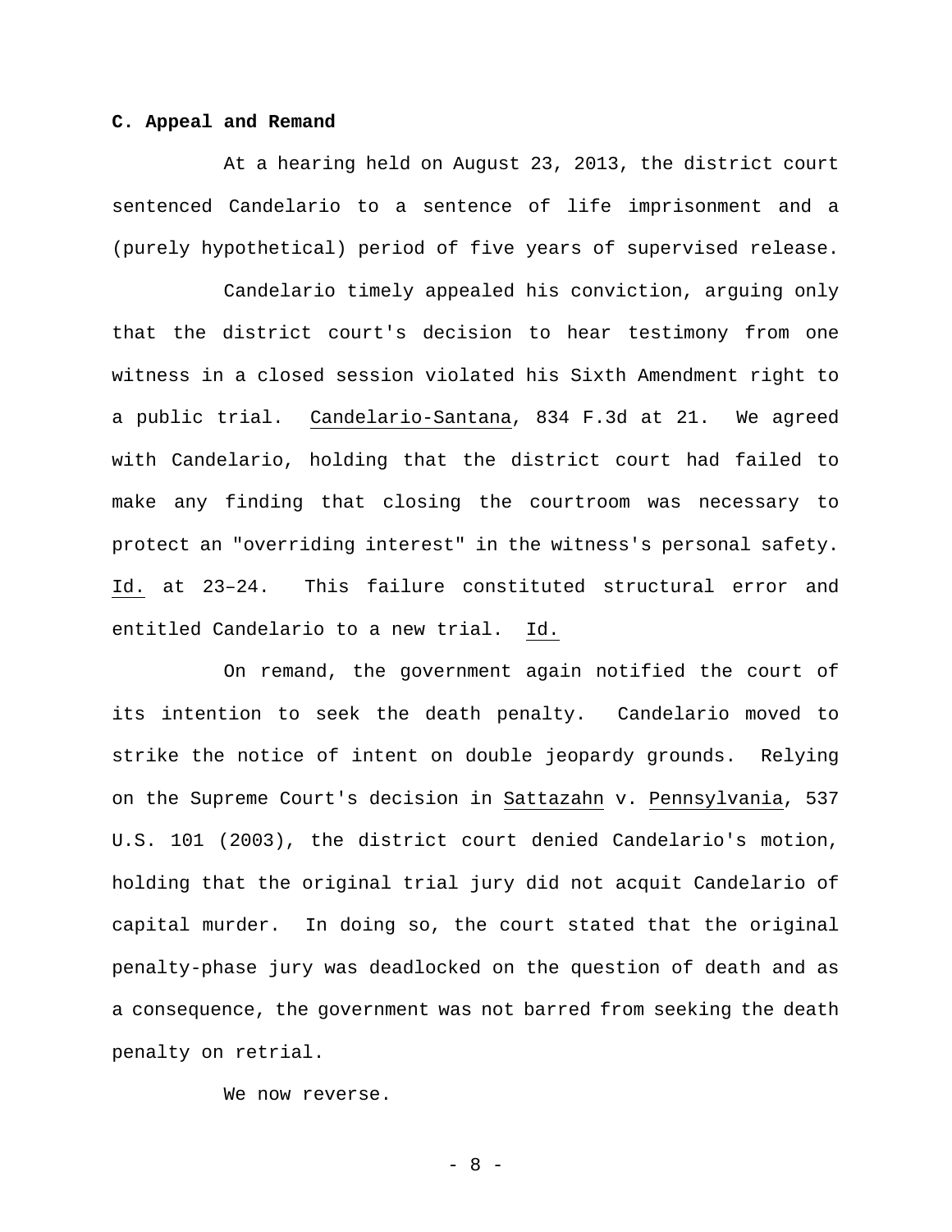**C. Appeal and Remand**

At a hearing held on August 23, 2013, the district court sentenced Candelario to a sentence of life imprisonment and a (purely hypothetical) period of five years of supervised release.

Candelario timely appealed his conviction, arguing only that the district court's decision to hear testimony from one witness in a closed session violated his Sixth Amendment right to a public trial. Candelario-Santana, 834 F.3d at 21. We agreed with Candelario, holding that the district court had failed to make any finding that closing the courtroom was necessary to protect an "overriding interest" in the witness's personal safety. Id. at 23–24. This failure constituted structural error and entitled Candelario to a new trial. Id.

On remand, the government again notified the court of its intention to seek the death penalty. Candelario moved to strike the notice of intent on double jeopardy grounds. Relying on the Supreme Court's decision in Sattazahn v. Pennsylvania, 537 U.S. 101 (2003), the district court denied Candelario's motion, holding that the original trial jury did not acquit Candelario of capital murder. In doing so, the court stated that the original penalty-phase jury was deadlocked on the question of death and as a consequence, the government was not barred from seeking the death penalty on retrial.

We now reverse.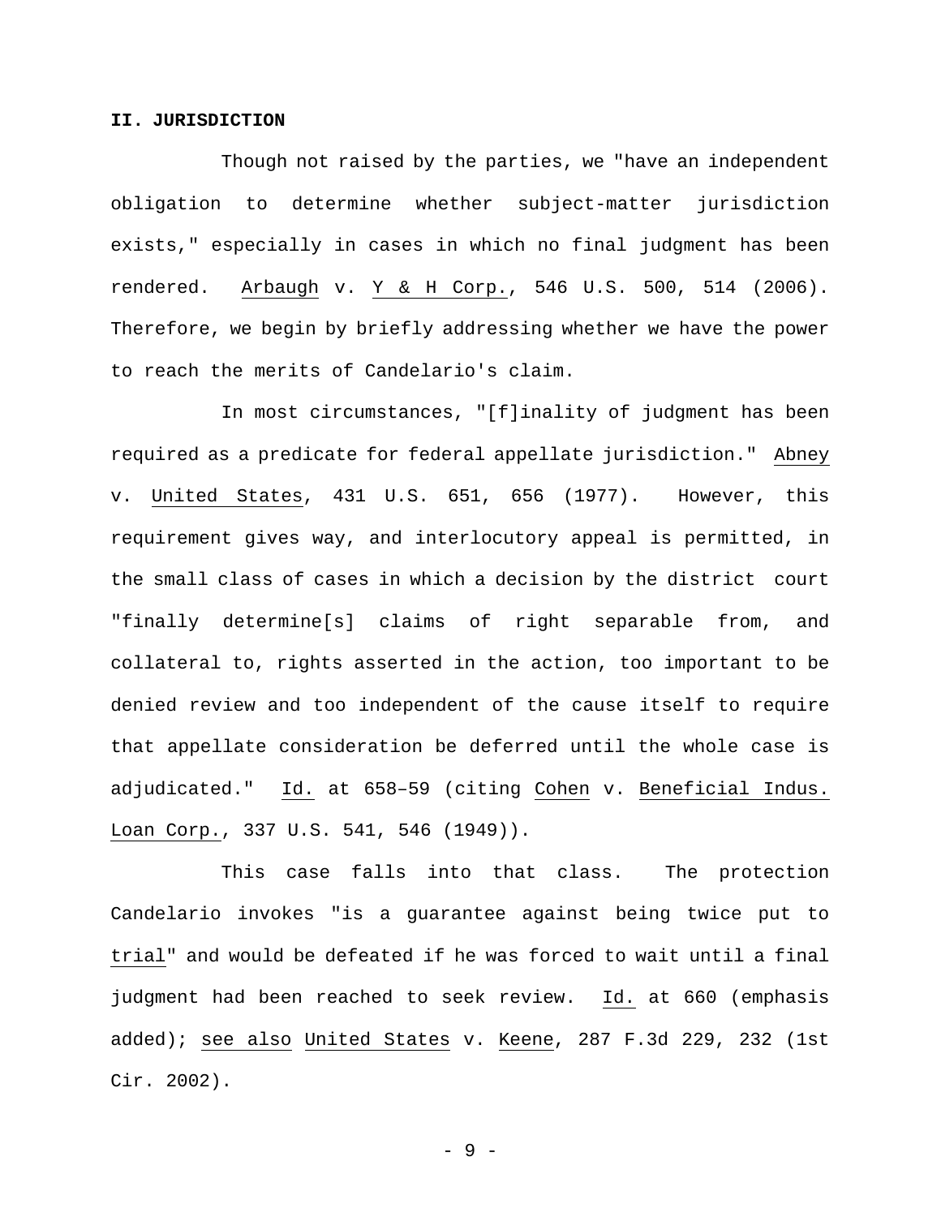## II. JURISDICTION

Though not raised by the parties, we "have an independent obligation to determine whether subject-matter jurisdiction exists," especially in cases in which no final judgment has been rendered. Arbaugh v. Y & H Corp., 546 U.S. 500, 514 (2006). Therefore, we begin by briefly addressing whether we have the power to reach the merits of Candelario's claim.

In most circumstances, "[f]inality of judgment has been required as a predicate for federal appellate jurisdiction." Abney v. United States, 431 U.S. 651, 656 (1977). However, this requirement gives way, and interlocutory appeal is permitted, in the small class of cases in which a decision by the district court "finally determine[s] claims of right separable from, and collateral to, rights asserted in the action, too important to be denied review and too independent of the cause itself to require that appellate consideration be deferred until the whole case is adjudicated." Id. at 658–59 (citing Cohen v. Beneficial Indus. Loan Corp., 337 U.S. 541, 546 (1949)).

This case falls into that class. The protection Candelario invokes "is a guarantee against being twice put to trial" and would be defeated if he was forced to wait until a final judgment had been reached to seek review. Id. at 660 (emphasis added); see also United States v. Keene, 287 F.3d 229, 232 (1st Cir. 2002).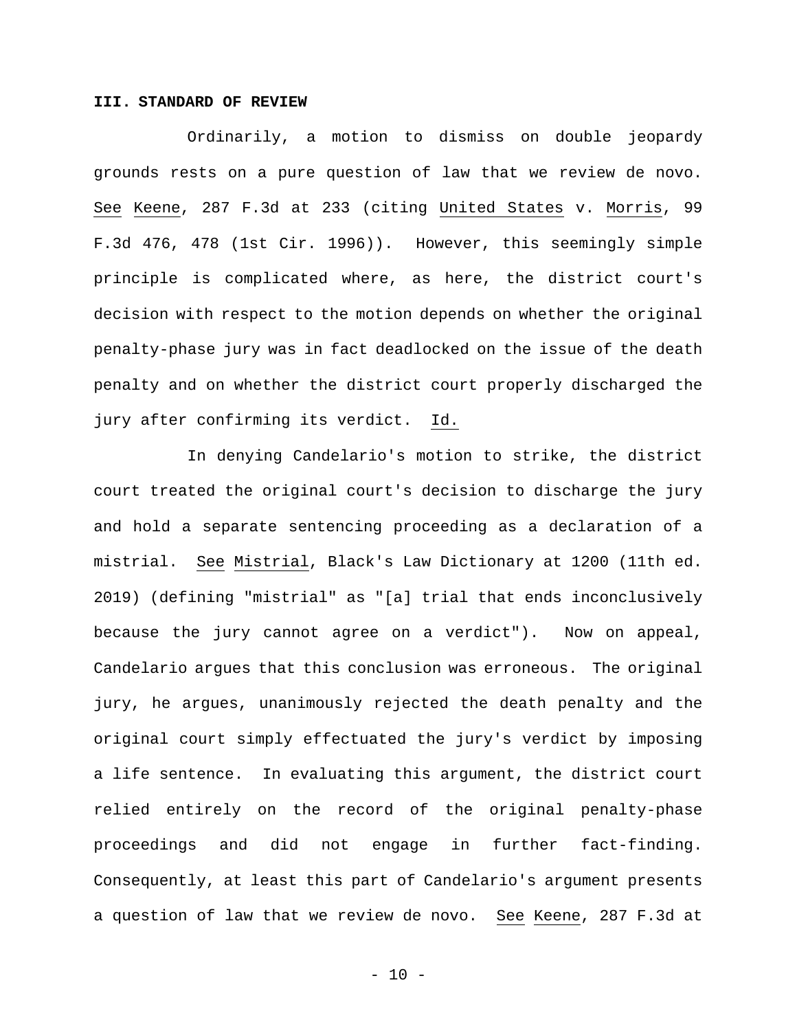### III. STANDARD OF REVIEW

Ordinarily, a motion to dismiss on double jeopardy grounds rests on a pure question of law that we review de novo. See Keene, 287 F.3d at 233 (citing United States v. Morris, 99 F.3d 476, 478 (1st Cir. 1996)). However, this seemingly simple principle is complicated where, as here, the district court's decision with respect to the motion depends on whether the original penalty-phase jury was in fact deadlocked on the issue of the death penalty and on whether the district court properly discharged the jury after confirming its verdict. Id.

In denying Candelario's motion to strike, the district court treated the original court's decision to discharge the jury and hold a separate sentencing proceeding as a declaration of a mistrial. See Mistrial, Black's Law Dictionary at 1200 (11th ed. 2019) (defining "mistrial" as "[a] trial that ends inconclusively because the jury cannot agree on a verdict"). Now on appeal, Candelario argues that this conclusion was erroneous. The original jury, he argues, unanimously rejected the death penalty and the original court simply effectuated the jury's verdict by imposing a life sentence. In evaluating this argument, the district court relied entirely on the record of the original penalty-phase proceedings and did not engage in further fact-finding. Consequently, at least this part of Candelario's argument presents a question of law that we review de novo. See Keene, 287 F.3d at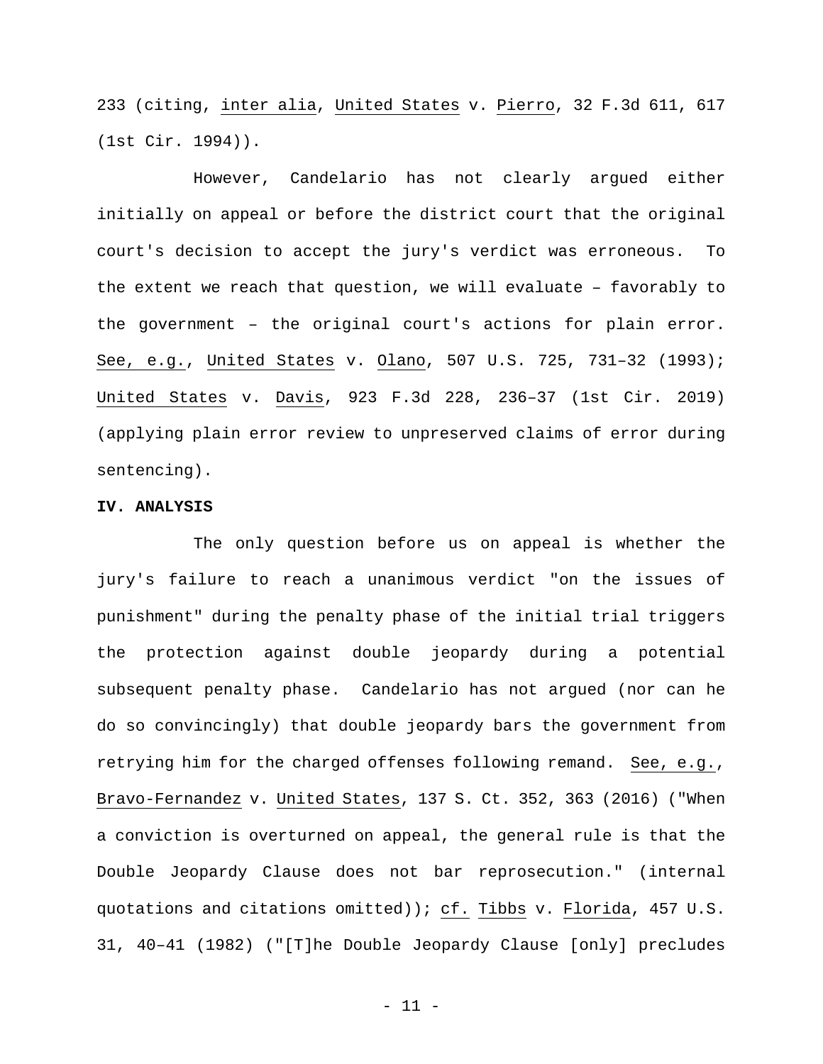233 (citing, _inter alia_, _United States_ v. _Pierro_, 32 F.3d 611, 617 (1st Cir. 1994)).

However, Candelario has not clearly argued either initially on appeal or before the district court that the original court's decision to accept the jury's verdict was erroneous. To the extent we reach that question, we will evaluate – favorably to the government – the original court's actions for plain error. _See, e.g._, _United States_ v. _Olano_, 507 U.S. 725, 731–32 (1993); _United States_ v. _Davis_, 923 F.3d 228, 236–37 (1st Cir. 2019) (applying plain error review to unpreserved claims of error during sentencing).

**IV. ANALYSIS**

The only question before us on appeal is whether the jury's failure to reach a unanimous verdict "on the issues of punishment" during the penalty phase of the initial trial triggers the protection against double jeopardy during a potential subsequent penalty phase. Candelario has not argued (nor can he do so convincingly) that double jeopardy bars the government from retrying him for the charged offenses following remand. _See, e.g._, _Bravo-Fernandez_ v. _United States_, 137 S. Ct. 352, 363 (2016) ("When a conviction is overturned on appeal, the general rule is that the Double Jeopardy Clause does not bar reprosecution." (internal quotations and citations omitted)); _cf._ _Tibbs_ v. _Florida_, 457 U.S. 31, 40–41 (1982) ("[T]he Double Jeopardy Clause [only] precludes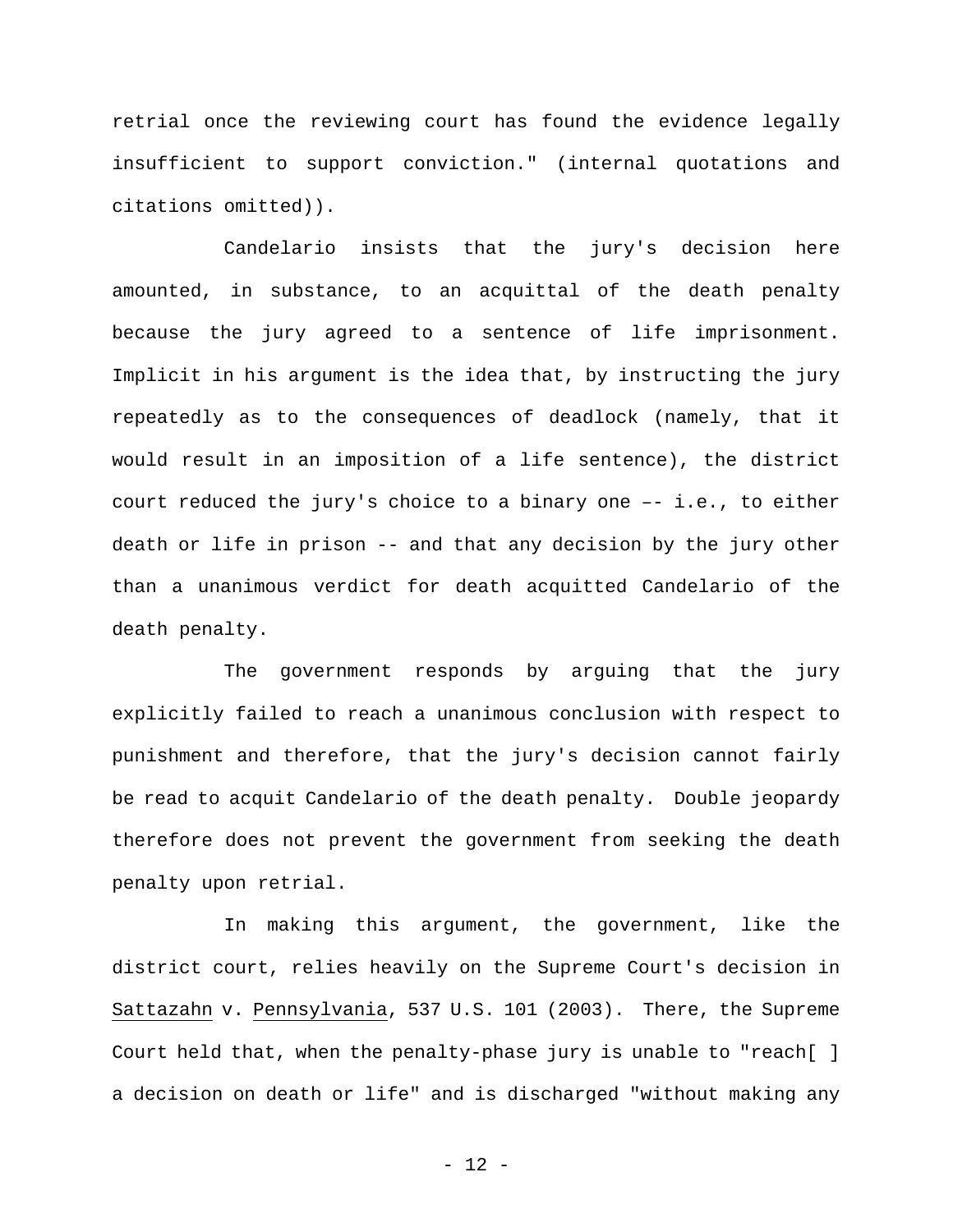retrial once the reviewing court has found the evidence legally insufficient to support conviction." (internal quotations and citations omitted)).

Candelario insists that the jury's decision here amounted, in substance, to an acquittal of the death penalty because the jury agreed to a sentence of life imprisonment. Implicit in his argument is the idea that, by instructing the jury repeatedly as to the consequences of deadlock (namely, that it would result in an imposition of a life sentence), the district court reduced the jury's choice to a binary one –- i.e., to either death or life in prison -- and that any decision by the jury other than a unanimous verdict for death acquitted Candelario of the death penalty.

The government responds by arguing that the jury explicitly failed to reach a unanimous conclusion with respect to punishment and therefore, that the jury's decision cannot fairly be read to acquit Candelario of the death penalty. Double jeopardy therefore does not prevent the government from seeking the death penalty upon retrial.

In making this argument, the government, like the district court, relies heavily on the Supreme Court's decision in Sattazahn v. Pennsylvania, 537 U.S. 101 (2003). There, the Supreme Court held that, when the penalty-phase jury is unable to "reach[ ] a decision on death or life" and is discharged "without making any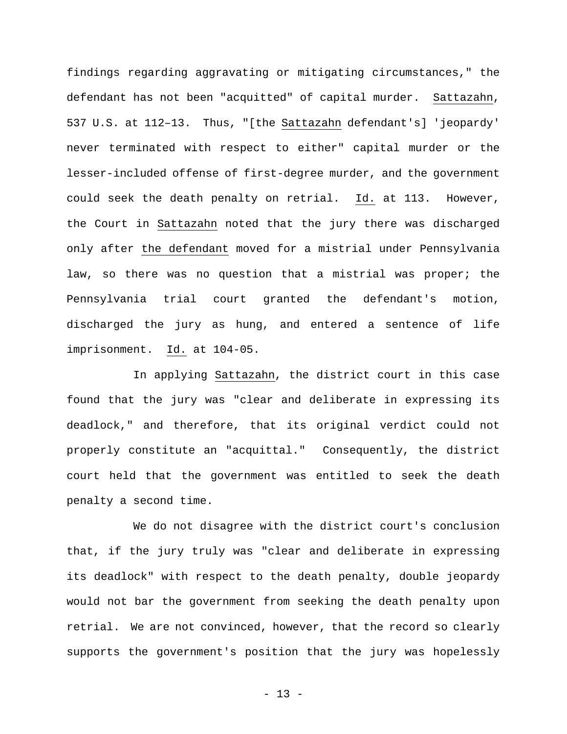findings regarding aggravating or mitigating circumstances," the defendant has not been "acquitted" of capital murder. Sattazahn, 537 U.S. at 112–13. Thus, "[the Sattazahn defendant's] 'jeopardy' never terminated with respect to either" capital murder or the lesser-included offense of first-degree murder, and the government could seek the death penalty on retrial. Id. at 113. However, the Court in Sattazahn noted that the jury there was discharged only after the defendant moved for a mistrial under Pennsylvania law, so there was no question that a mistrial was proper; the Pennsylvania trial court granted the defendant's motion, discharged the jury as hung, and entered a sentence of life imprisonment. Id. at 104-05.

In applying Sattazahn, the district court in this case found that the jury was "clear and deliberate in expressing its deadlock," and therefore, that its original verdict could not properly constitute an "acquittal." Consequently, the district court held that the government was entitled to seek the death penalty a second time.

We do not disagree with the district court's conclusion that, if the jury truly was "clear and deliberate in expressing its deadlock" with respect to the death penalty, double jeopardy would not bar the government from seeking the death penalty upon retrial. We are not convinced, however, that the record so clearly supports the government's position that the jury was hopelessly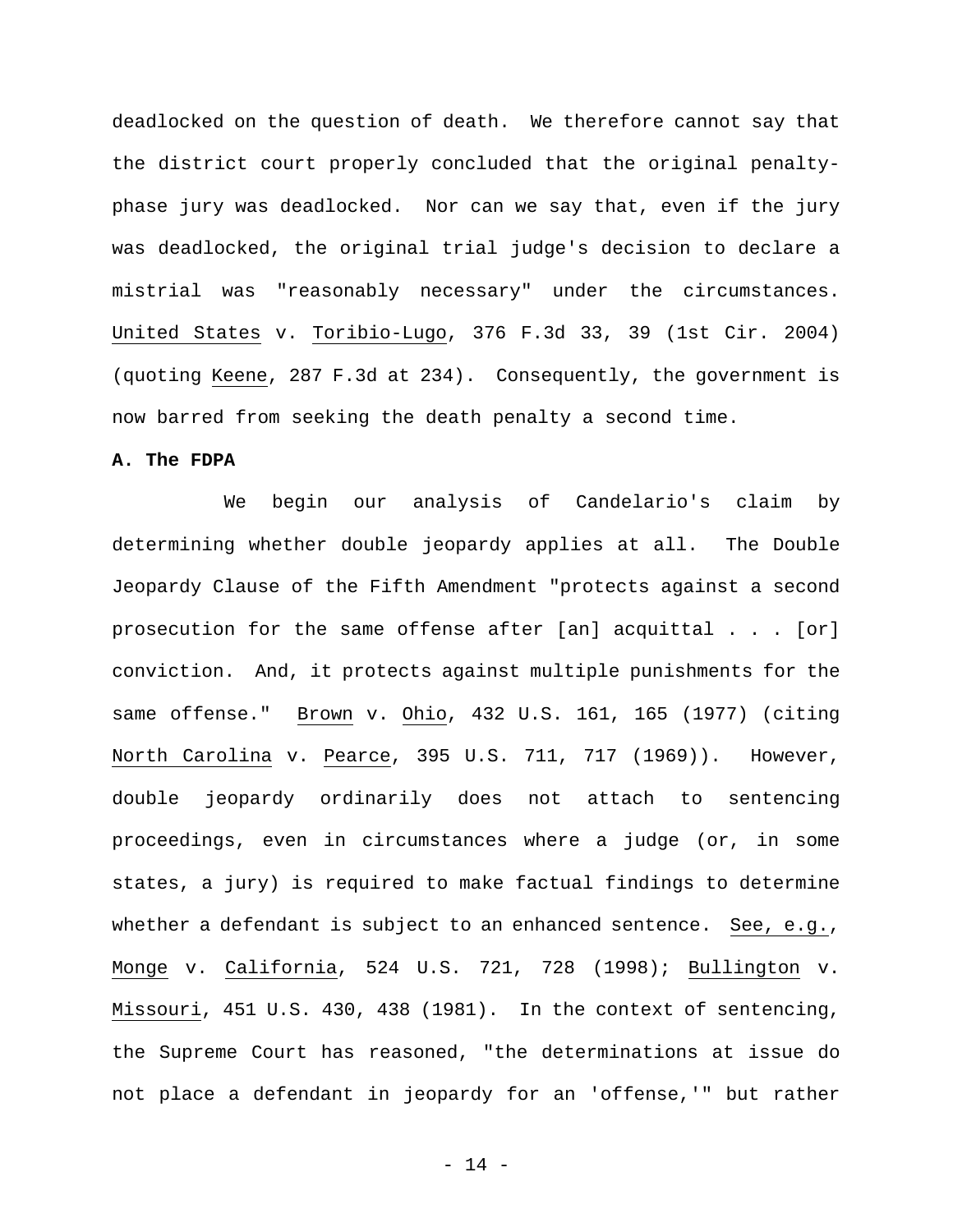deadlocked on the question of death. We therefore cannot say that the district court properly concluded that the original penalty-phase jury was deadlocked. Nor can we say that, even if the jury was deadlocked, the original trial judge's decision to declare a mistrial was "reasonably necessary" under the circumstances. United States v. Toribio-Lugo, 376 F.3d 33, 39 (1st Cir. 2004) (quoting Keene, 287 F.3d at 234). Consequently, the government is now barred from seeking the death penalty a second time.

**A. The FDPA**

We begin our analysis of Candelario's claim by determining whether double jeopardy applies at all. The Double Jeopardy Clause of the Fifth Amendment "protects against a second prosecution for the same offense after [an] acquittal . . . [or] conviction. And, it protects against multiple punishments for the same offense." Brown v. Ohio, 432 U.S. 161, 165 (1977) (citing North Carolina v. Pearce, 395 U.S. 711, 717 (1969)). However, double jeopardy ordinarily does not attach to sentencing proceedings, even in circumstances where a judge (or, in some states, a jury) is required to make factual findings to determine whether a defendant is subject to an enhanced sentence. See, e.g., Monge v. California, 524 U.S. 721, 728 (1998); Bullington v. Missouri, 451 U.S. 430, 438 (1981). In the context of sentencing, the Supreme Court has reasoned, "the determinations at issue do not place a defendant in jeopardy for an 'offense,'" but rather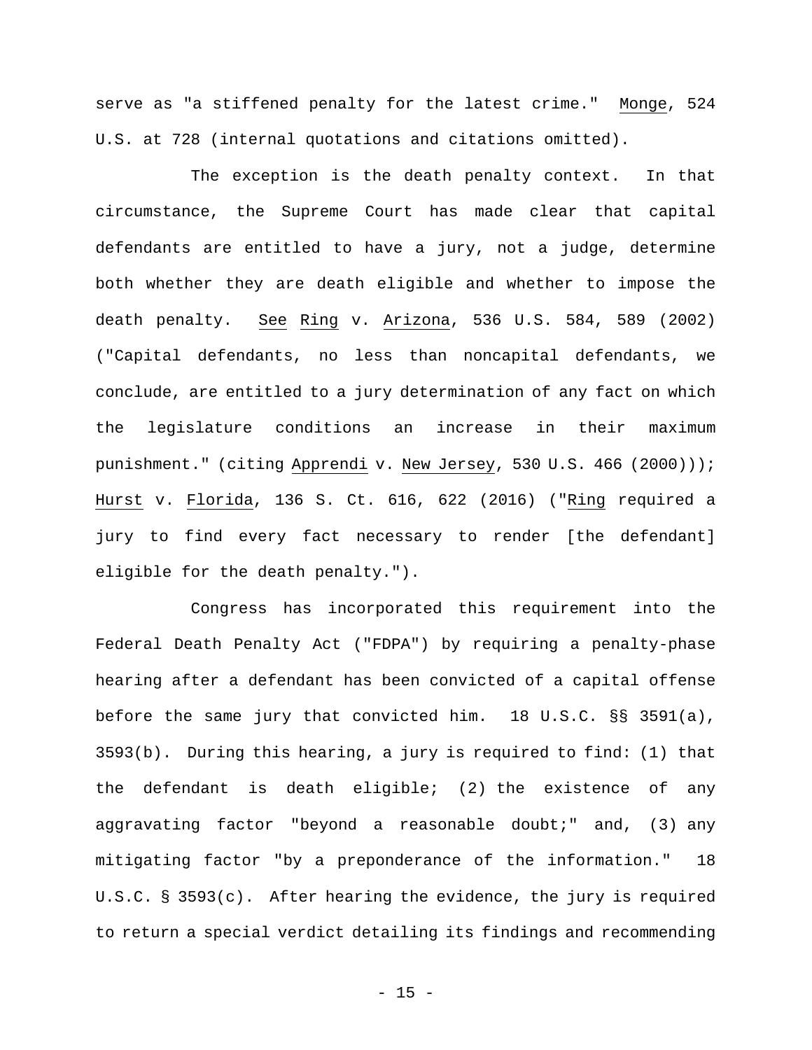serve as "a stiffened penalty for the latest crime." Monge, 524 U.S. at 728 (internal quotations and citations omitted).

The exception is the death penalty context. In that circumstance, the Supreme Court has made clear that capital defendants are entitled to have a jury, not a judge, determine both whether they are death eligible and whether to impose the death penalty. See Ring v. Arizona, 536 U.S. 584, 589 (2002) ("Capital defendants, no less than noncapital defendants, we conclude, are entitled to a jury determination of any fact on which the legislature conditions an increase in their maximum punishment." (citing Apprendi v. New Jersey, 530 U.S. 466 (2000))); Hurst v. Florida, 136 S. Ct. 616, 622 (2016) ("Ring required a jury to find every fact necessary to render [the defendant] eligible for the death penalty.").

Congress has incorporated this requirement into the Federal Death Penalty Act ("FDPA") by requiring a penalty-phase hearing after a defendant has been convicted of a capital offense before the same jury that convicted him. 18 U.S.C. §§ 3591(a), 3593(b). During this hearing, a jury is required to find: (1) that the defendant is death eligible; (2) the existence of any aggravating factor "beyond a reasonable doubt;" and, (3) any mitigating factor "by a preponderance of the information." 18 U.S.C. § 3593(c). After hearing the evidence, the jury is required to return a special verdict detailing its findings and recommending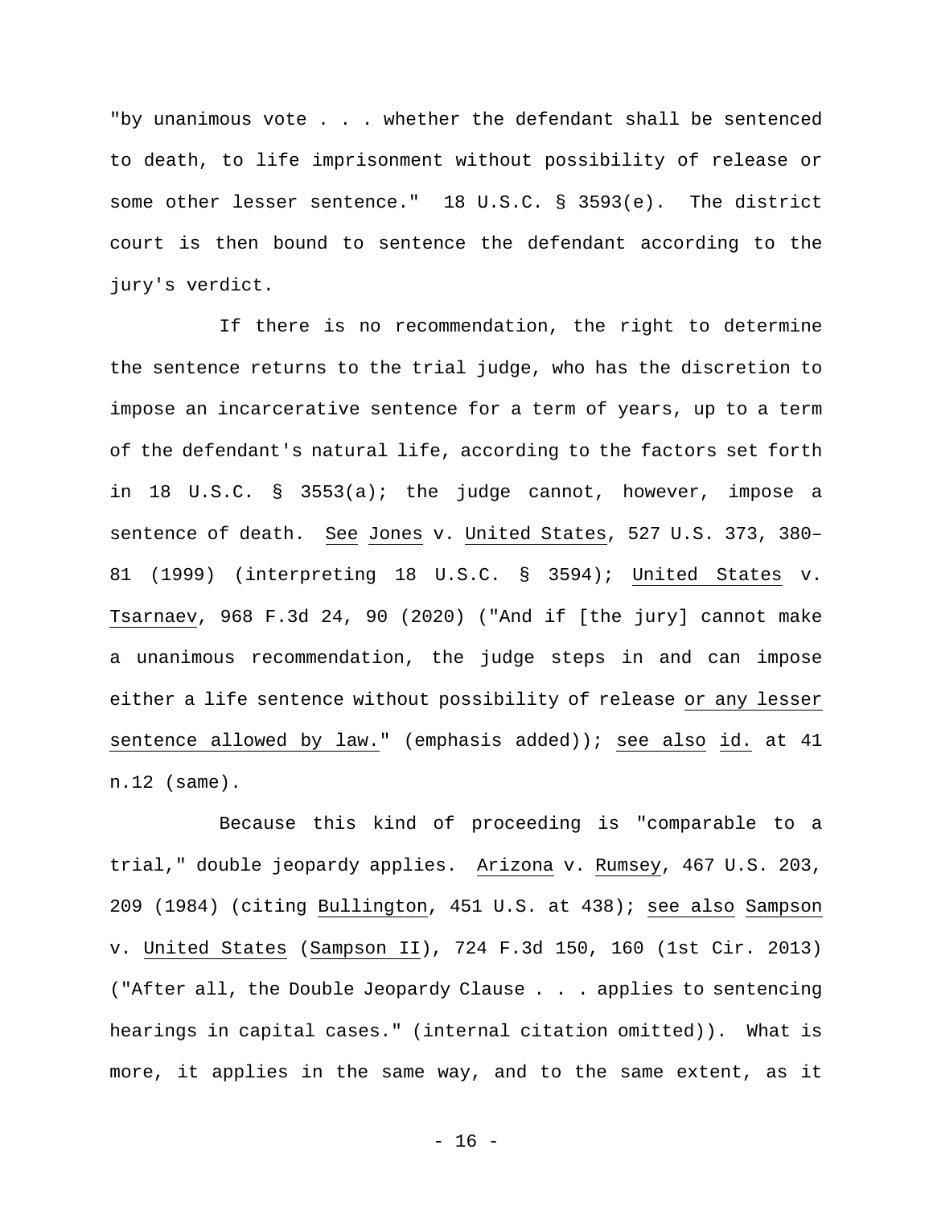"by unanimous vote . . . whether the defendant shall be sentenced to death, to life imprisonment without possibility of release or some other lesser sentence." 18 U.S.C. § 3593(e). The district court is then bound to sentence the defendant according to the jury's verdict.

If there is no recommendation, the right to determine the sentence returns to the trial judge, who has the discretion to impose an incarcerative sentence for a term of years, up to a term of the defendant's natural life, according to the factors set forth in 18 U.S.C. § 3553(a); the judge cannot, however, impose a sentence of death. See Jones v. United States, 527 U.S. 373, 380–81 (1999) (interpreting 18 U.S.C. § 3594); United States v. Tsarnaev, 968 F.3d 24, 90 (2020) ("And if [the jury] cannot make a unanimous recommendation, the judge steps in and can impose either a life sentence without possibility of release or any lesser sentence allowed by law." (emphasis added)); see also id. at 41 n.12 (same).

Because this kind of proceeding is "comparable to a trial," double jeopardy applies. Arizona v. Rumsey, 467 U.S. 203, 209 (1984) (citing Bullington, 451 U.S. at 438); see also Sampson v. United States (Sampson II), 724 F.3d 150, 160 (1st Cir. 2013) ("After all, the Double Jeopardy Clause . . . applies to sentencing hearings in capital cases." (internal citation omitted)). What is more, it applies in the same way, and to the same extent, as it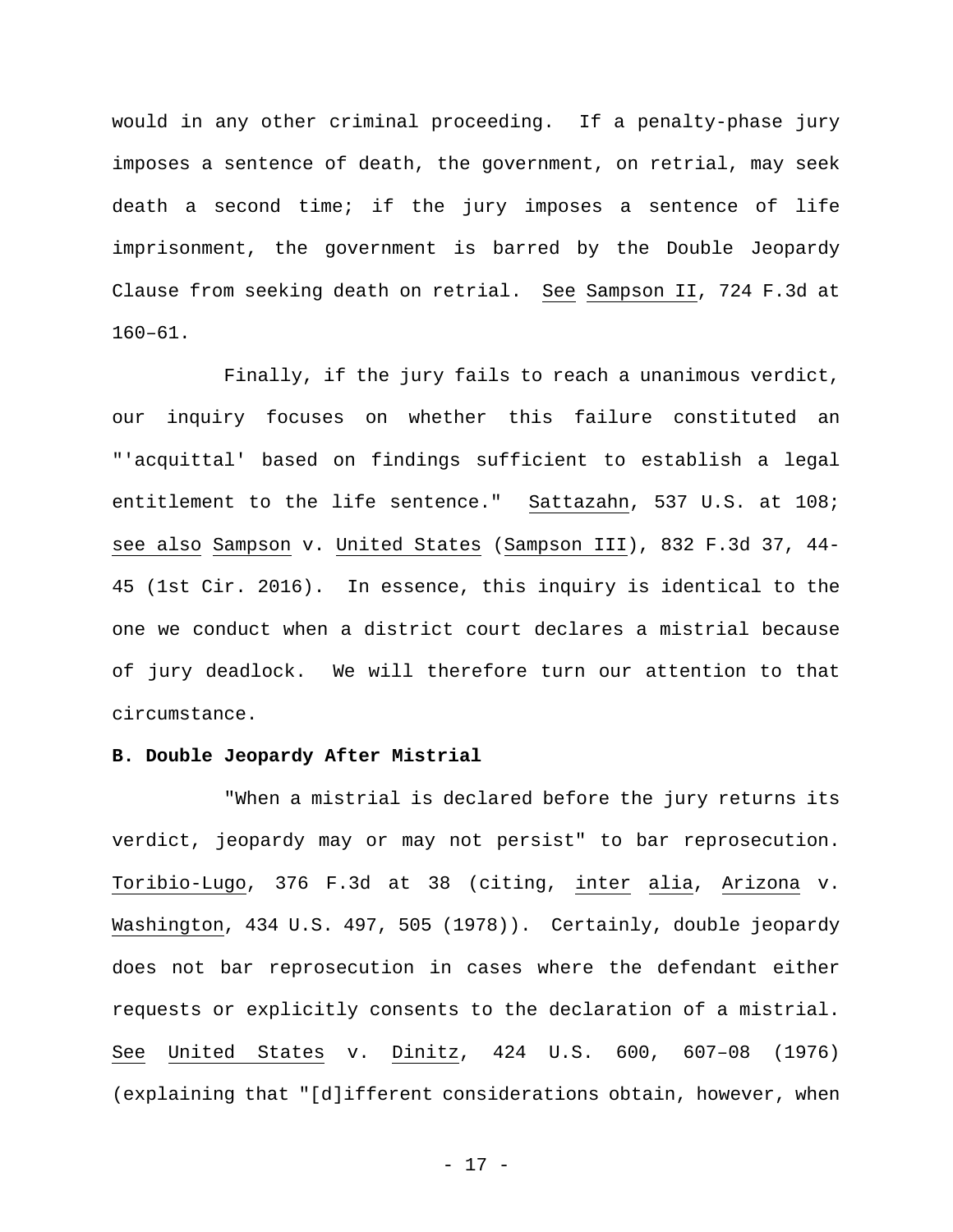would in any other criminal proceeding. If a penalty-phase jury imposes a sentence of death, the government, on retrial, may seek death a second time; if the jury imposes a sentence of life imprisonment, the government is barred by the Double Jeopardy Clause from seeking death on retrial. See Sampson II, 724 F.3d at 160–61.

Finally, if the jury fails to reach a unanimous verdict, our inquiry focuses on whether this failure constituted an "'acquittal' based on findings sufficient to establish a legal entitlement to the life sentence." Sattazahn, 537 U.S. at 108; see also Sampson v. United States (Sampson III), 832 F.3d 37, 44-45 (1st Cir. 2016). In essence, this inquiry is identical to the one we conduct when a district court declares a mistrial because of jury deadlock. We will therefore turn our attention to that circumstance.

**B. Double Jeopardy After Mistrial**

"When a mistrial is declared before the jury returns its verdict, jeopardy may or may not persist" to bar reprosecution. Toribio-Lugo, 376 F.3d at 38 (citing, inter alia, Arizona v. Washington, 434 U.S. 497, 505 (1978)). Certainly, double jeopardy does not bar reprosecution in cases where the defendant either requests or explicitly consents to the declaration of a mistrial. See United States v. Dinitz, 424 U.S. 600, 607–08 (1976) (explaining that "[d]ifferent considerations obtain, however, when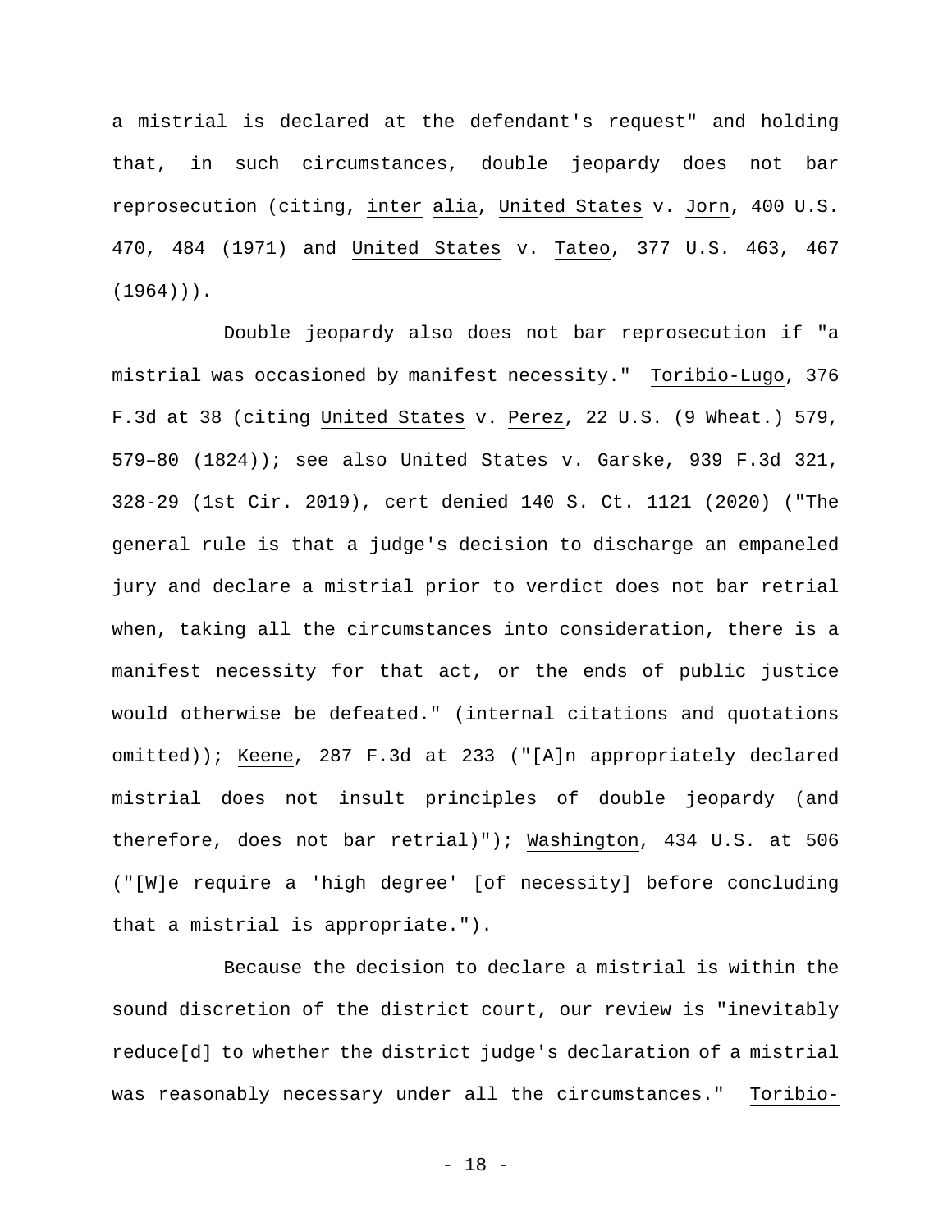a mistrial is declared at the defendant's request" and holding that, in such circumstances, double jeopardy does not bar reprosecution (citing, inter alia, United States v. Jorn, 400 U.S. 470, 484 (1971) and United States v. Tateo, 377 U.S. 463, 467 (1964))).

Double jeopardy also does not bar reprosecution if "a mistrial was occasioned by manifest necessity." Toribio-Lugo, 376 F.3d at 38 (citing United States v. Perez, 22 U.S. (9 Wheat.) 579, 579–80 (1824)); see also United States v. Garske, 939 F.3d 321, 328-29 (1st Cir. 2019), cert denied 140 S. Ct. 1121 (2020) ("The general rule is that a judge's decision to discharge an empaneled jury and declare a mistrial prior to verdict does not bar retrial when, taking all the circumstances into consideration, there is a manifest necessity for that act, or the ends of public justice would otherwise be defeated." (internal citations and quotations omitted)); Keene, 287 F.3d at 233 ("[A]n appropriately declared mistrial does not insult principles of double jeopardy (and therefore, does not bar retrial)"); Washington, 434 U.S. at 506 ("[W]e require a 'high degree' [of necessity] before concluding that a mistrial is appropriate.").

Because the decision to declare a mistrial is within the sound discretion of the district court, our review is "inevitably reduce[d] to whether the district judge's declaration of a mistrial was reasonably necessary under all the circumstances." Toribio-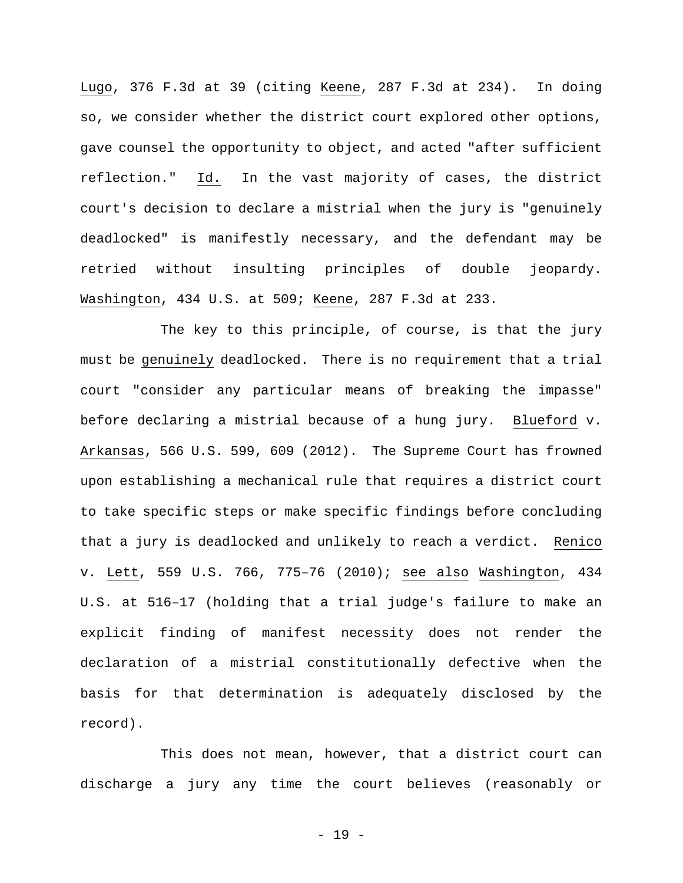Lugo, 376 F.3d at 39 (citing Keene, 287 F.3d at 234). In doing so, we consider whether the district court explored other options, gave counsel the opportunity to object, and acted "after sufficient reflection." Id. In the vast majority of cases, the district court's decision to declare a mistrial when the jury is "genuinely deadlocked" is manifestly necessary, and the defendant may be retried without insulting principles of double jeopardy. Washington, 434 U.S. at 509; Keene, 287 F.3d at 233.

The key to this principle, of course, is that the jury must be genuinely deadlocked. There is no requirement that a trial court "consider any particular means of breaking the impasse" before declaring a mistrial because of a hung jury. Blueford v. Arkansas, 566 U.S. 599, 609 (2012). The Supreme Court has frowned upon establishing a mechanical rule that requires a district court to take specific steps or make specific findings before concluding that a jury is deadlocked and unlikely to reach a verdict. Renico v. Lett, 559 U.S. 766, 775–76 (2010); see also Washington, 434 U.S. at 516–17 (holding that a trial judge's failure to make an explicit finding of manifest necessity does not render the declaration of a mistrial constitutionally defective when the basis for that determination is adequately disclosed by the record).

This does not mean, however, that a district court can discharge a jury any time the court believes (reasonably or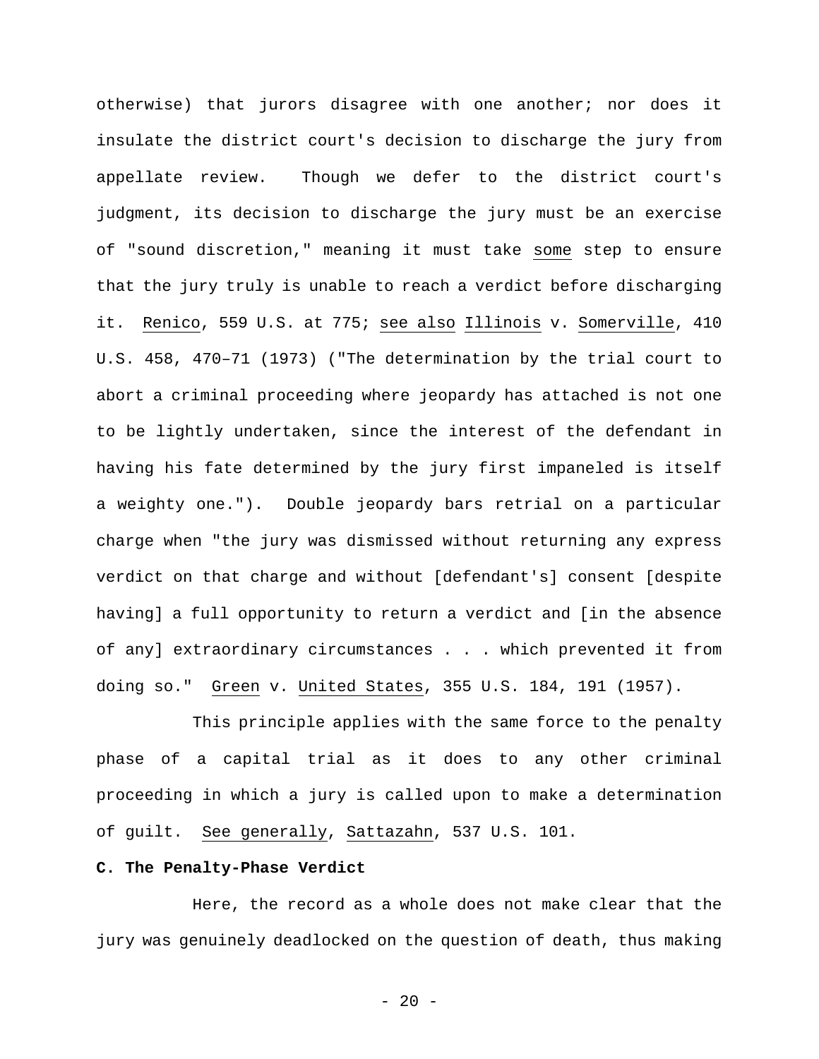otherwise) that jurors disagree with one another; nor does it insulate the district court's decision to discharge the jury from appellate review. Though we defer to the district court's judgment, its decision to discharge the jury must be an exercise of "sound discretion," meaning it must take some step to ensure that the jury truly is unable to reach a verdict before discharging it. Renico, 559 U.S. at 775; see also Illinois v. Somerville, 410 U.S. 458, 470–71 (1973) ("The determination by the trial court to abort a criminal proceeding where jeopardy has attached is not one to be lightly undertaken, since the interest of the defendant in having his fate determined by the jury first impaneled is itself a weighty one."). Double jeopardy bars retrial on a particular charge when "the jury was dismissed without returning any express verdict on that charge and without [defendant's] consent [despite having] a full opportunity to return a verdict and [in the absence of any] extraordinary circumstances . . . which prevented it from doing so." Green v. United States, 355 U.S. 184, 191 (1957).

This principle applies with the same force to the penalty phase of a capital trial as it does to any other criminal proceeding in which a jury is called upon to make a determination of guilt. See generally, Sattazahn, 537 U.S. 101.

**C. The Penalty-Phase Verdict**

Here, the record as a whole does not make clear that the jury was genuinely deadlocked on the question of death, thus making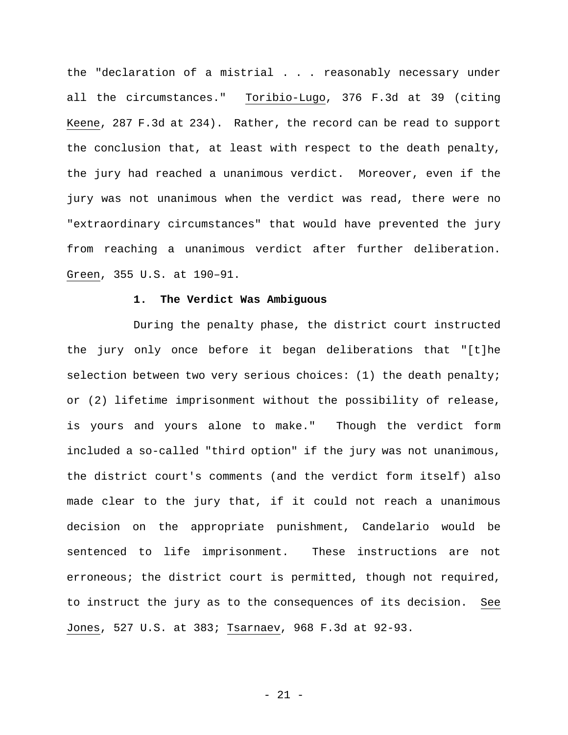the "declaration of a mistrial . . . reasonably necessary under all the circumstances." Toribio-Lugo, 376 F.3d at 39 (citing Keene, 287 F.3d at 234). Rather, the record can be read to support the conclusion that, at least with respect to the death penalty, the jury had reached a unanimous verdict. Moreover, even if the jury was not unanimous when the verdict was read, there were no "extraordinary circumstances" that would have prevented the jury from reaching a unanimous verdict after further deliberation. Green, 355 U.S. at 190–91.

### 1. The Verdict Was Ambiguous

During the penalty phase, the district court instructed the jury only once before it began deliberations that "[t]he selection between two very serious choices: (1) the death penalty; or (2) lifetime imprisonment without the possibility of release, is yours and yours alone to make." Though the verdict form included a so-called "third option" if the jury was not unanimous, the district court's comments (and the verdict form itself) also made clear to the jury that, if it could not reach a unanimous decision on the appropriate punishment, Candelario would be sentenced to life imprisonment. These instructions are not erroneous; the district court is permitted, though not required, to instruct the jury as to the consequences of its decision. See Jones, 527 U.S. at 383; Tsarnaev, 968 F.3d at 92-93.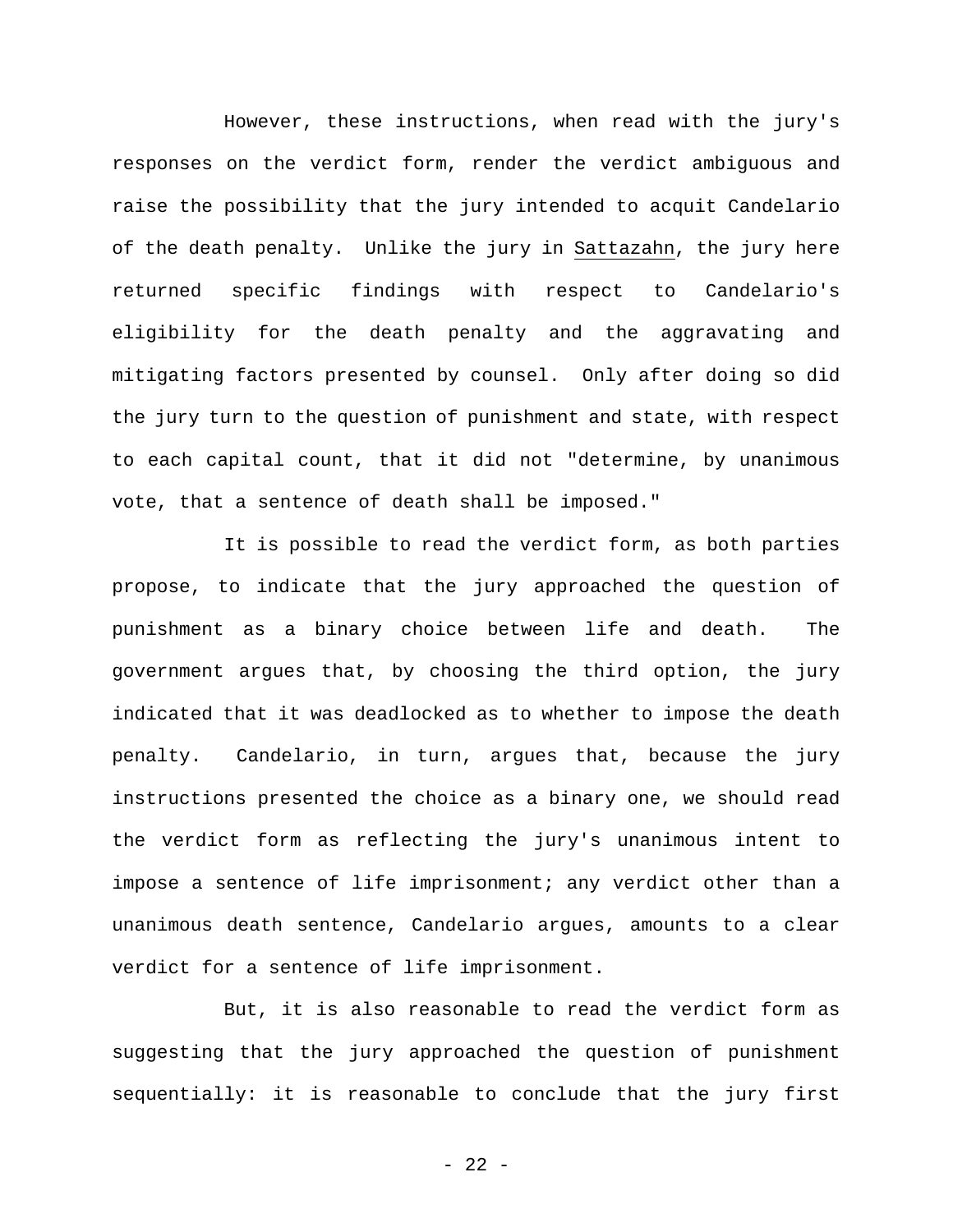However, these instructions, when read with the jury's responses on the verdict form, render the verdict ambiguous and raise the possibility that the jury intended to acquit Candelario of the death penalty. Unlike the jury in Sattazahn, the jury here returned specific findings with respect to Candelario's eligibility for the death penalty and the aggravating and mitigating factors presented by counsel. Only after doing so did the jury turn to the question of punishment and state, with respect to each capital count, that it did not "determine, by unanimous vote, that a sentence of death shall be imposed."

It is possible to read the verdict form, as both parties propose, to indicate that the jury approached the question of punishment as a binary choice between life and death. The government argues that, by choosing the third option, the jury indicated that it was deadlocked as to whether to impose the death penalty. Candelario, in turn, argues that, because the jury instructions presented the choice as a binary one, we should read the verdict form as reflecting the jury's unanimous intent to impose a sentence of life imprisonment; any verdict other than a unanimous death sentence, Candelario argues, amounts to a clear verdict for a sentence of life imprisonment.

But, it is also reasonable to read the verdict form as suggesting that the jury approached the question of punishment sequentially: it is reasonable to conclude that the jury first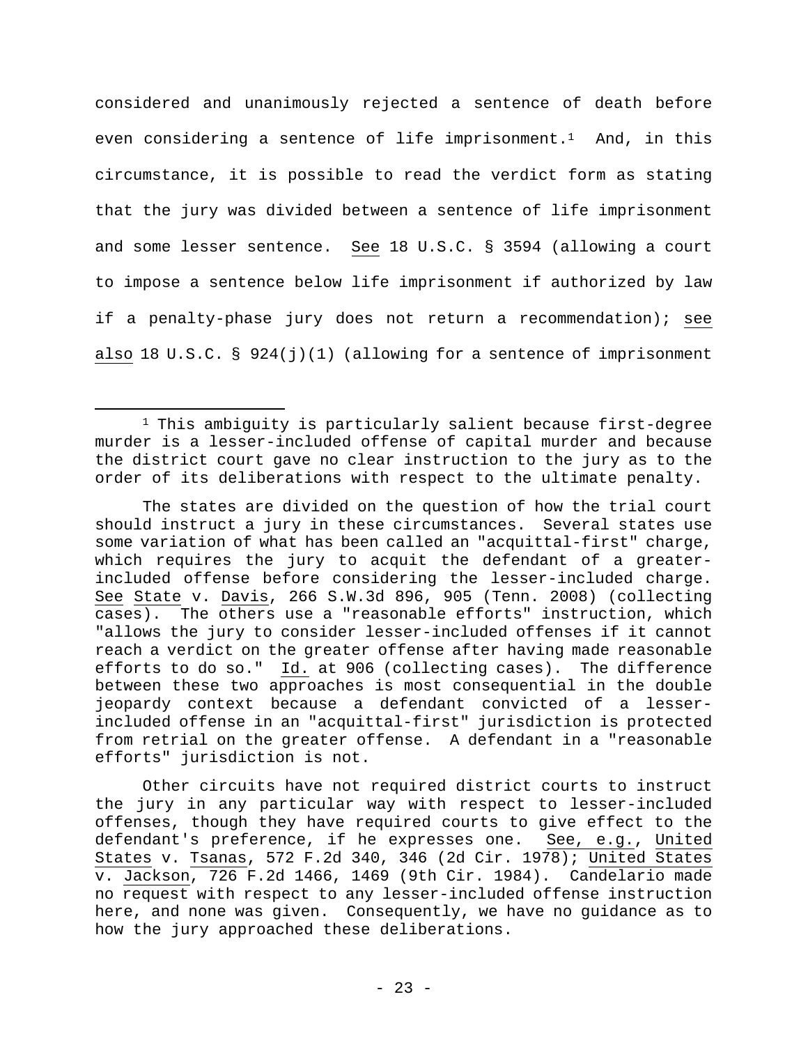considered and unanimously rejected a sentence of death before even considering a sentence of life imprisonment.[1] And, in this circumstance, it is possible to read the verdict form as stating that the jury was divided between a sentence of life imprisonment and some lesser sentence. See 18 U.S.C. § 3594 (allowing a court to impose a sentence below life imprisonment if authorized by law if a penalty-phase jury does not return a recommendation); see also 18 U.S.C. § 924(j)(1) (allowing for a sentence of imprisonment

---

[1] This ambiguity is particularly salient because first-degree murder is a lesser-included offense of capital murder and because the district court gave no clear instruction to the jury as to the order of its deliberations with respect to the ultimate penalty.

The states are divided on the question of how the trial court should instruct a jury in these circumstances. Several states use some variation of what has been called an "acquittal-first" charge, which requires the jury to acquit the defendant of a greater-included offense before considering the lesser-included charge. See State v. Davis, 266 S.W.3d 896, 905 (Tenn. 2008) (collecting cases). The others use a "reasonable efforts" instruction, which "allows the jury to consider lesser-included offenses if it cannot reach a verdict on the greater offense after having made reasonable efforts to do so." Id. at 906 (collecting cases). The difference between these two approaches is most consequential in the double jeopardy context because a defendant convicted of a lesser-included offense in an "acquittal-first" jurisdiction is protected from retrial on the greater offense. A defendant in a "reasonable efforts" jurisdiction is not.

Other circuits have not required district courts to instruct the jury in any particular way with respect to lesser-included offenses, though they have required courts to give effect to the defendant's preference, if he expresses one. See, e.g., United States v. Tsanas, 572 F.2d 340, 346 (2d Cir. 1978); United States v. Jackson, 726 F.2d 1466, 1469 (9th Cir. 1984). Candelario made no request with respect to any lesser-included offense instruction here, and none was given. Consequently, we have no guidance as to how the jury approached these deliberations.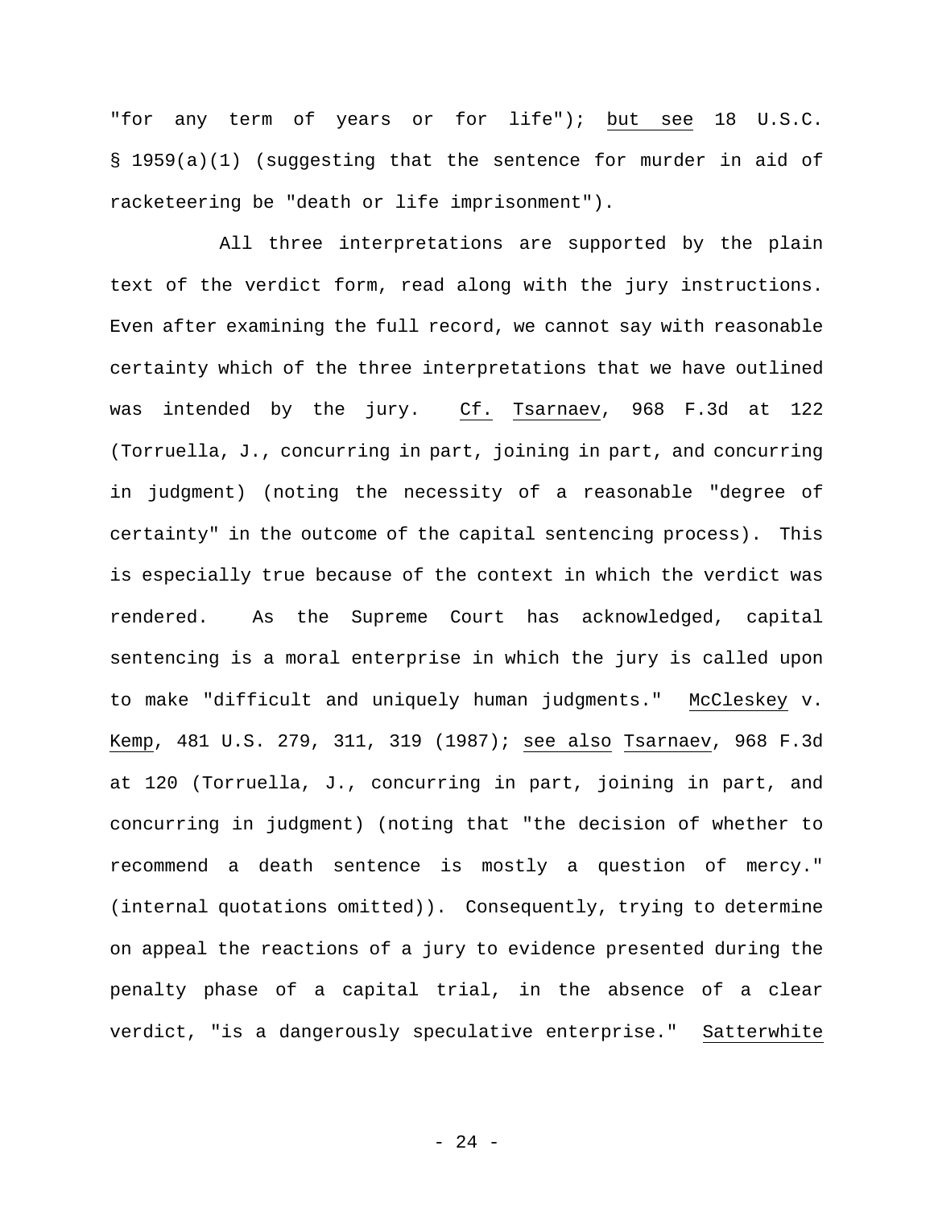"for any term of years or for life"); but see 18 U.S.C. § 1959(a)(1) (suggesting that the sentence for murder in aid of racketeering be "death or life imprisonment").

All three interpretations are supported by the plain text of the verdict form, read along with the jury instructions. Even after examining the full record, we cannot say with reasonable certainty which of the three interpretations that we have outlined was intended by the jury. Cf. Tsarnaev, 968 F.3d at 122 (Torruella, J., concurring in part, joining in part, and concurring in judgment) (noting the necessity of a reasonable "degree of certainty" in the outcome of the capital sentencing process). This is especially true because of the context in which the verdict was rendered. As the Supreme Court has acknowledged, capital sentencing is a moral enterprise in which the jury is called upon to make "difficult and uniquely human judgments." McCleskey v. Kemp, 481 U.S. 279, 311, 319 (1987); see also Tsarnaev, 968 F.3d at 120 (Torruella, J., concurring in part, joining in part, and concurring in judgment) (noting that "the decision of whether to recommend a death sentence is mostly a question of mercy." (internal quotations omitted)). Consequently, trying to determine on appeal the reactions of a jury to evidence presented during the penalty phase of a capital trial, in the absence of a clear verdict, "is a dangerously speculative enterprise." Satterwhite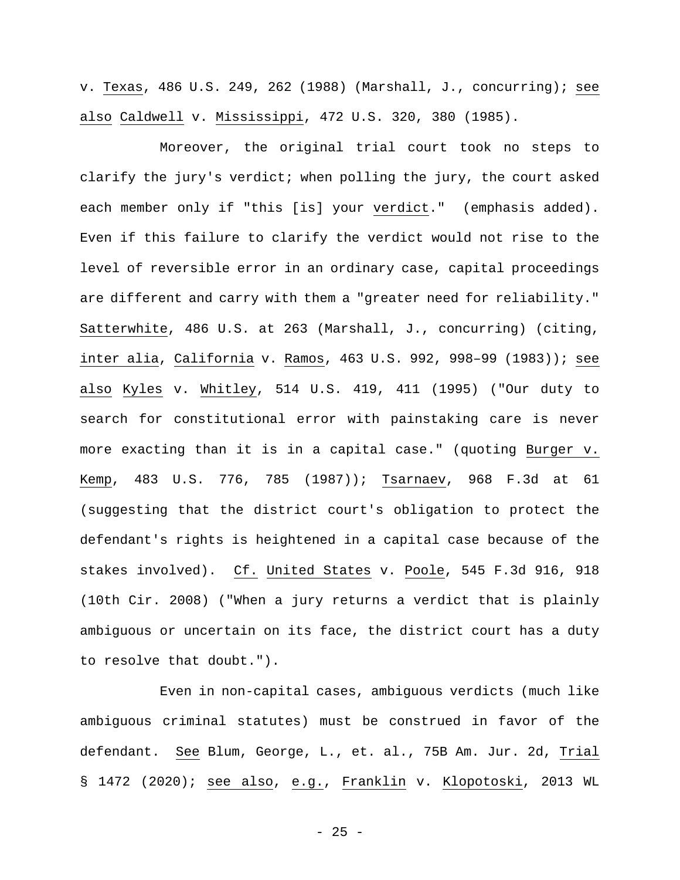v. Texas, 486 U.S. 249, 262 (1988) (Marshall, J., concurring); see also Caldwell v. Mississippi, 472 U.S. 320, 380 (1985).

Moreover, the original trial court took no steps to clarify the jury's verdict; when polling the jury, the court asked each member only if "this [is] your verdict." (emphasis added). Even if this failure to clarify the verdict would not rise to the level of reversible error in an ordinary case, capital proceedings are different and carry with them a "greater need for reliability." Satterwhite, 486 U.S. at 263 (Marshall, J., concurring) (citing, inter alia, California v. Ramos, 463 U.S. 992, 998–99 (1983)); see also Kyles v. Whitley, 514 U.S. 419, 411 (1995) ("Our duty to search for constitutional error with painstaking care is never more exacting than it is in a capital case." (quoting Burger v. Kemp, 483 U.S. 776, 785 (1987)); Tsarnaev, 968 F.3d at 61 (suggesting that the district court's obligation to protect the defendant's rights is heightened in a capital case because of the stakes involved). Cf. United States v. Poole, 545 F.3d 916, 918 (10th Cir. 2008) ("When a jury returns a verdict that is plainly ambiguous or uncertain on its face, the district court has a duty to resolve that doubt.").

Even in non-capital cases, ambiguous verdicts (much like ambiguous criminal statutes) must be construed in favor of the defendant. See Blum, George, L., et. al., 75B Am. Jur. 2d, Trial § 1472 (2020); see also, e.g., Franklin v. Klopotoski, 2013 WL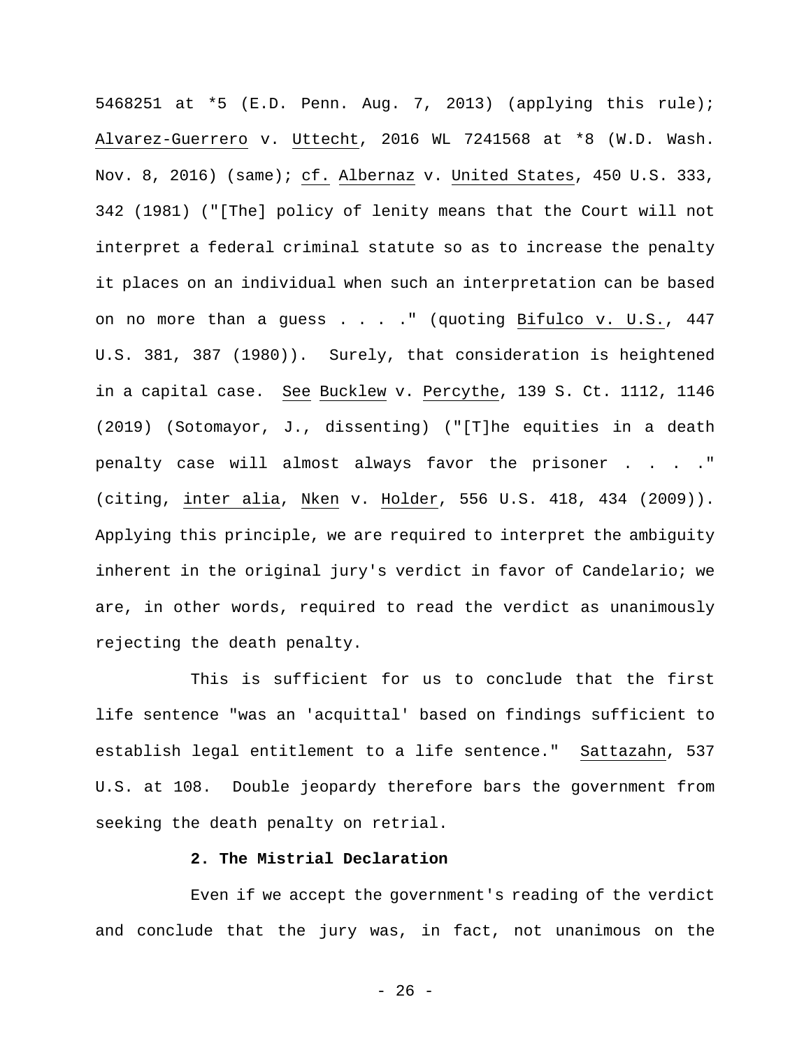5468251 at *5 (E.D. Penn. Aug. 7, 2013) (applying this rule); Alvarez-Guerrero v. Uttecht, 2016 WL 7241568 at *8 (W.D. Wash. Nov. 8, 2016) (same); cf. Albernaz v. United States, 450 U.S. 333, 342 (1981) ("[The] policy of lenity means that the Court will not interpret a federal criminal statute so as to increase the penalty it places on an individual when such an interpretation can be based on no more than a guess . . . ." (quoting Bifulco v. U.S., 447 U.S. 381, 387 (1980)). Surely, that consideration is heightened in a capital case. See Bucklew v. Percythe, 139 S. Ct. 1112, 1146 (2019) (Sotomayor, J., dissenting) ("[T]he equities in a death penalty case will almost always favor the prisoner . . . ." (citing, inter alia, Nken v. Holder, 556 U.S. 418, 434 (2009)). Applying this principle, we are required to interpret the ambiguity inherent in the original jury's verdict in favor of Candelario; we are, in other words, required to read the verdict as unanimously rejecting the death penalty.

This is sufficient for us to conclude that the first life sentence "was an 'acquittal' based on findings sufficient to establish legal entitlement to a life sentence." Sattazahn, 537 U.S. at 108. Double jeopardy therefore bars the government from seeking the death penalty on retrial.

**2. The Mistrial Declaration**

Even if we accept the government's reading of the verdict and conclude that the jury was, in fact, not unanimous on the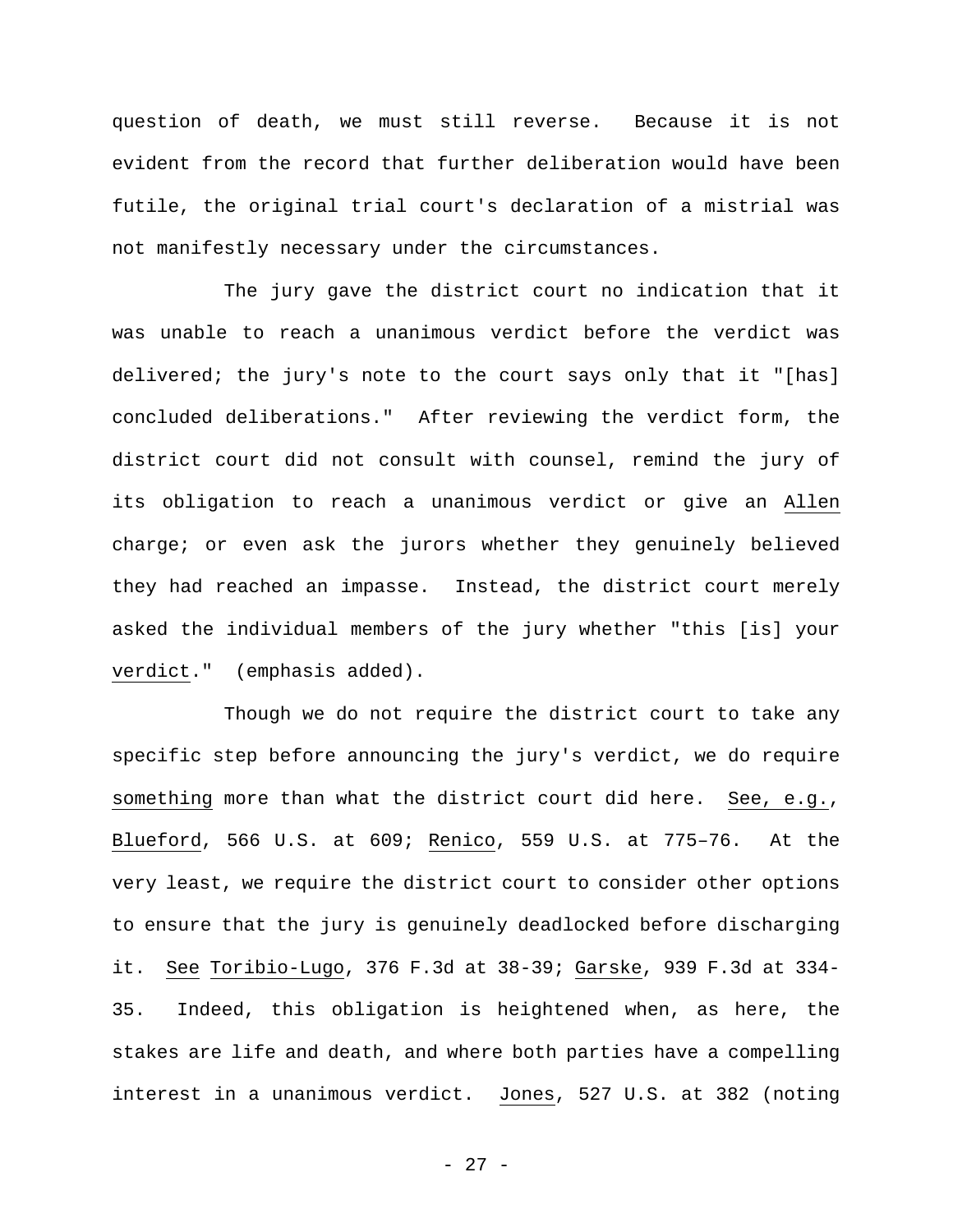question of death, we must still reverse. Because it is not evident from the record that further deliberation would have been futile, the original trial court's declaration of a mistrial was not manifestly necessary under the circumstances.

The jury gave the district court no indication that it was unable to reach a unanimous verdict before the verdict was delivered; the jury's note to the court says only that it "[has] concluded deliberations." After reviewing the verdict form, the district court did not consult with counsel, remind the jury of its obligation to reach a unanimous verdict or give an _Allen_ charge; or even ask the jurors whether they genuinely believed they had reached an impasse. Instead, the district court merely asked the individual members of the jury whether "this [is] your _verdict_." (emphasis added).

Though we do not require the district court to take any specific step before announcing the jury's verdict, we do require _something_ more than what the district court did here. _See, e.g._, _Blueford_, 566 U.S. at 609; _Renico_, 559 U.S. at 775–76. At the very least, we require the district court to consider other options to ensure that the jury is genuinely deadlocked before discharging it. _See_ _Toribio-Lugo_, 376 F.3d at 38-39; _Garske_, 939 F.3d at 334-35. Indeed, this obligation is heightened when, as here, the stakes are life and death, and where both parties have a compelling interest in a unanimous verdict. _Jones_, 527 U.S. at 382 (noting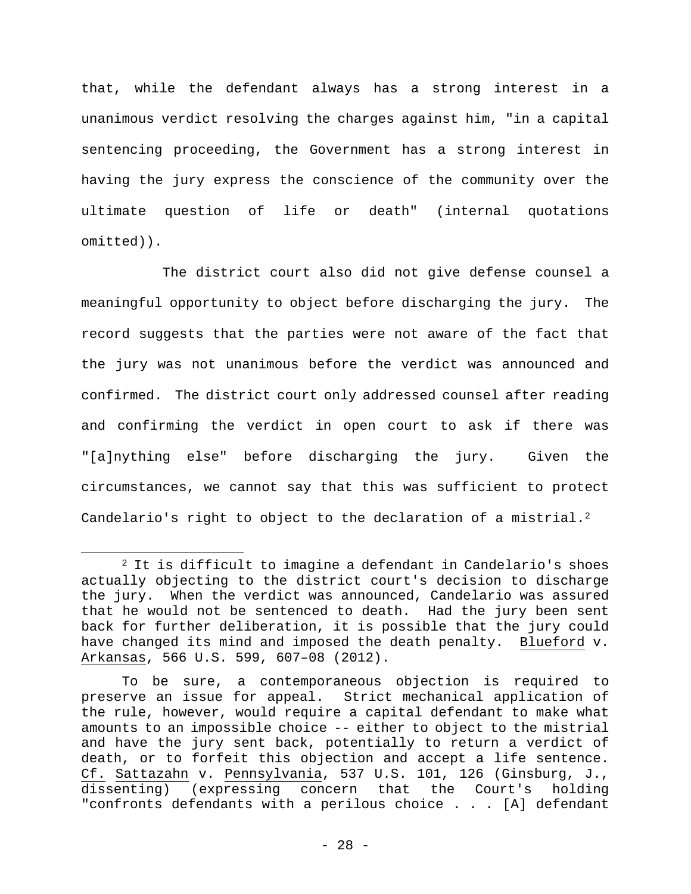that, while the defendant always has a strong interest in a unanimous verdict resolving the charges against him, "in a capital sentencing proceeding, the Government has a strong interest in having the jury express the conscience of the community over the ultimate question of life or death" (internal quotations omitted)).

The district court also did not give defense counsel a meaningful opportunity to object before discharging the jury. The record suggests that the parties were not aware of the fact that the jury was not unanimous before the verdict was announced and confirmed. The district court only addressed counsel after reading and confirming the verdict in open court to ask if there was "[a]nything else" before discharging the jury. Given the circumstances, we cannot say that this was sufficient to protect Candelario's right to object to the declaration of a mistrial.[2]

---

[2] It is difficult to imagine a defendant in Candelario's shoes actually objecting to the district court's decision to discharge the jury. When the verdict was announced, Candelario was assured that he would not be sentenced to death. Had the jury been sent back for further deliberation, it is possible that the jury could have changed its mind and imposed the death penalty. Blueford v. Arkansas, 566 U.S. 599, 607–08 (2012).

To be sure, a contemporaneous objection is required to preserve an issue for appeal. Strict mechanical application of the rule, however, would require a capital defendant to make what amounts to an impossible choice -- either to object to the mistrial and have the jury sent back, potentially to return a verdict of death, or to forfeit this objection and accept a life sentence. Cf. Sattazahn v. Pennsylvania, 537 U.S. 101, 126 (Ginsburg, J., dissenting) (expressing concern that the Court's holding "confronts defendants with a perilous choice . . . [A] defendant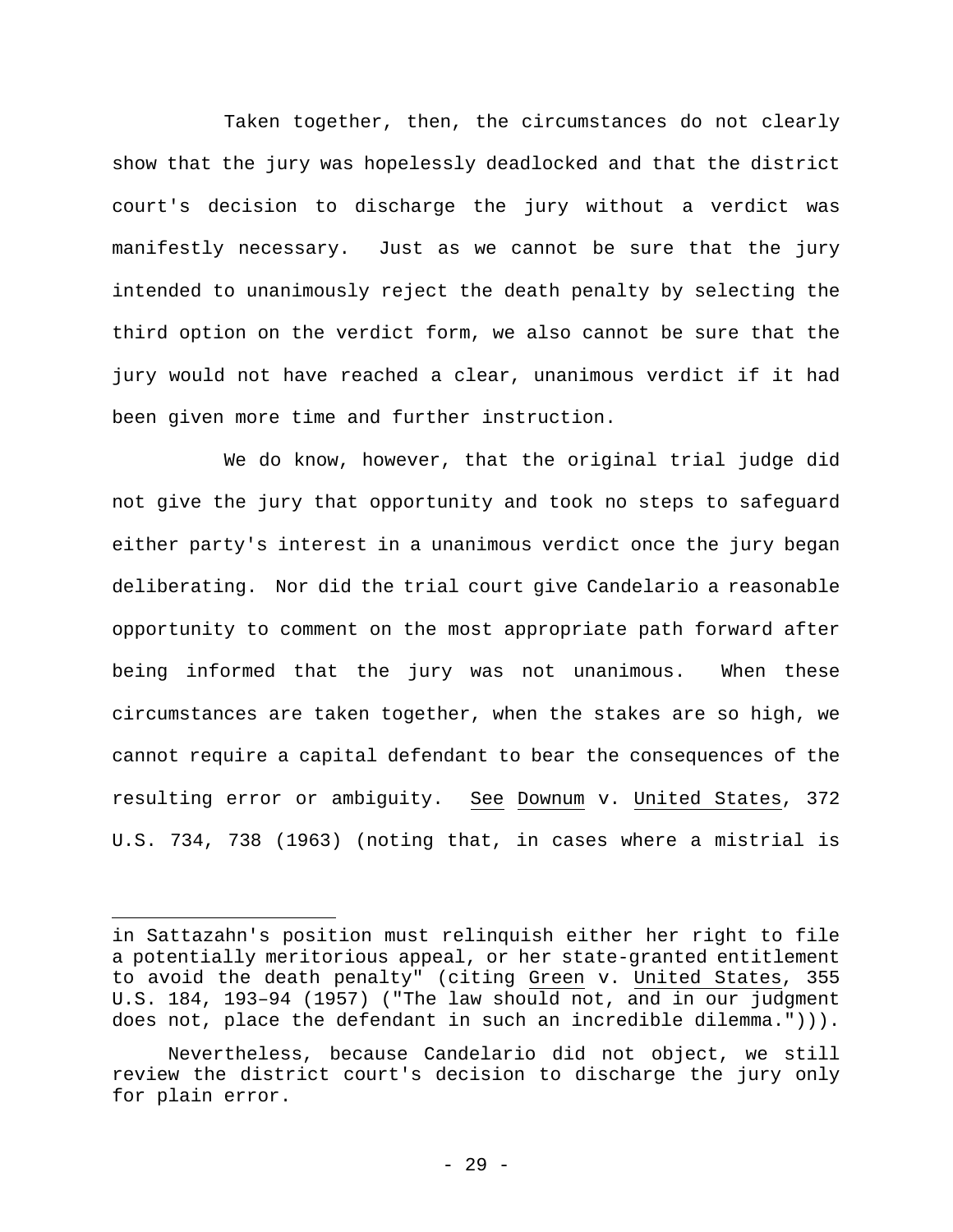Taken together, then, the circumstances do not clearly show that the jury was hopelessly deadlocked and that the district court's decision to discharge the jury without a verdict was manifestly necessary. Just as we cannot be sure that the jury intended to unanimously reject the death penalty by selecting the third option on the verdict form, we also cannot be sure that the jury would not have reached a clear, unanimous verdict if it had been given more time and further instruction.

We do know, however, that the original trial judge did not give the jury that opportunity and took no steps to safeguard either party's interest in a unanimous verdict once the jury began deliberating. Nor did the trial court give Candelario a reasonable opportunity to comment on the most appropriate path forward after being informed that the jury was not unanimous. When these circumstances are taken together, when the stakes are so high, we cannot require a capital defendant to bear the consequences of the resulting error or ambiguity. See Downum v. United States, 372 U.S. 734, 738 (1963) (noting that, in cases where a mistrial is

---

in Sattazahn's position must relinquish either her right to file a potentially meritorious appeal, or her state-granted entitlement to avoid the death penalty" (citing Green v. United States, 355 U.S. 184, 193–94 (1957) ("The law should not, and in our judgment does not, place the defendant in such an incredible dilemma."))).

Nevertheless, because Candelario did not object, we still review the district court's decision to discharge the jury only for plain error.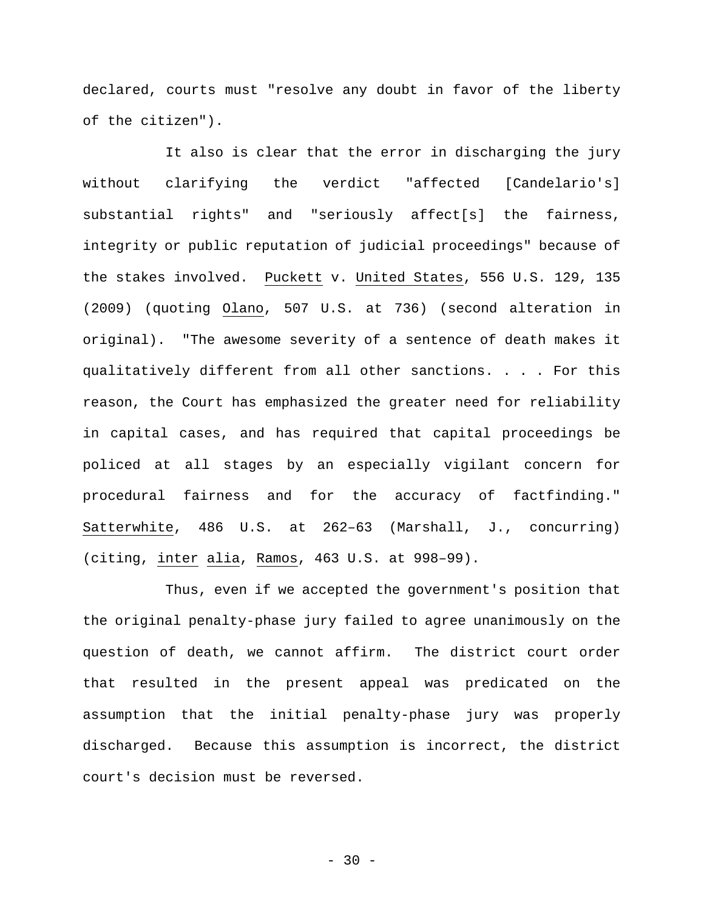declared, courts must "resolve any doubt in favor of the liberty of the citizen").

It also is clear that the error in discharging the jury without clarifying the verdict "affected [Candelario's] substantial rights" and "seriously affect[s] the fairness, integrity or public reputation of judicial proceedings" because of the stakes involved. Puckett v. United States, 556 U.S. 129, 135 (2009) (quoting Olano, 507 U.S. at 736) (second alteration in original). "The awesome severity of a sentence of death makes it qualitatively different from all other sanctions. . . . For this reason, the Court has emphasized the greater need for reliability in capital cases, and has required that capital proceedings be policed at all stages by an especially vigilant concern for procedural fairness and for the accuracy of factfinding." Satterwhite, 486 U.S. at 262–63 (Marshall, J., concurring) (citing, inter alia, Ramos, 463 U.S. at 998–99).

Thus, even if we accepted the government's position that the original penalty-phase jury failed to agree unanimously on the question of death, we cannot affirm. The district court order that resulted in the present appeal was predicated on the assumption that the initial penalty-phase jury was properly discharged. Because this assumption is incorrect, the district court's decision must be reversed.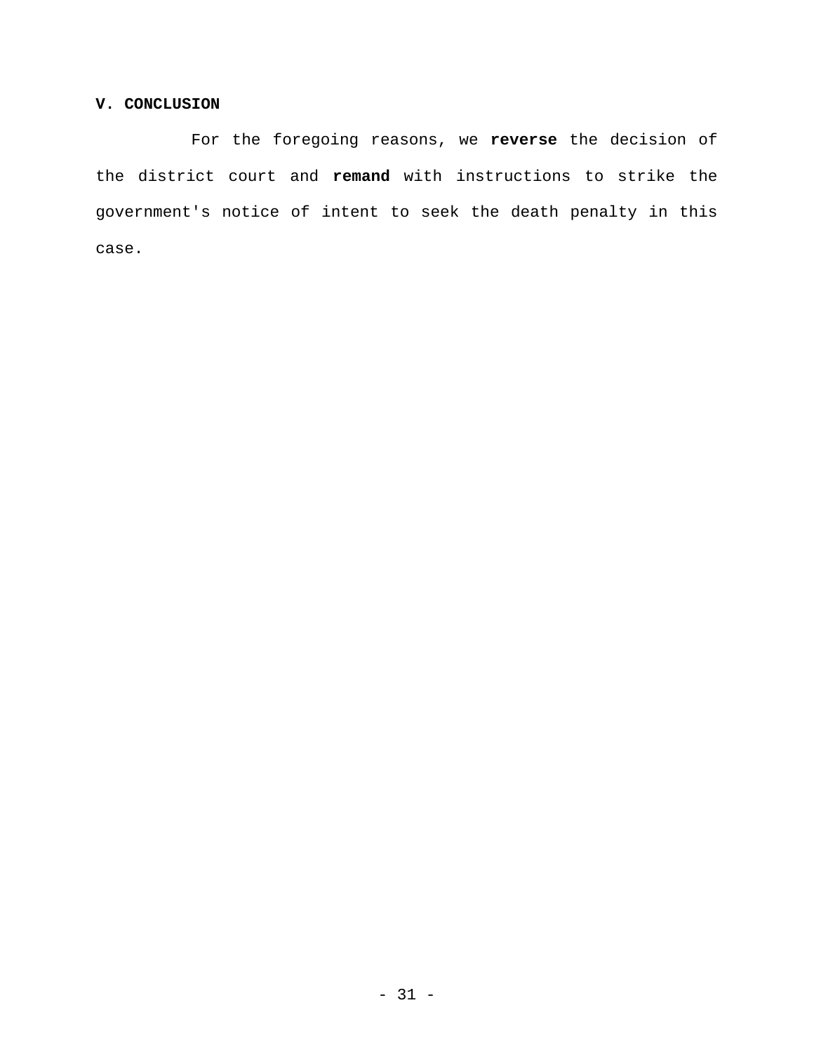## V. CONCLUSION

For the foregoing reasons, we **reverse** the decision of the district court and **remand** with instructions to strike the government's notice of intent to seek the death penalty in this case.